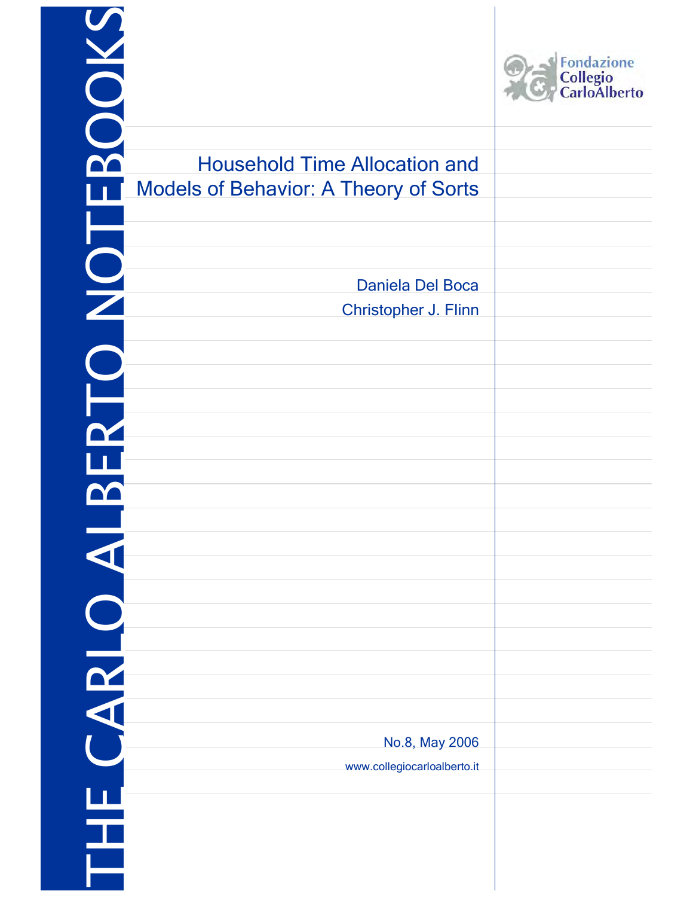THE CARLO ALBERTO NOTEBOOKS

Fondazione Collegio CarloAlberto

# Household Time Allocation and Models of Behavior: A Theory of Sorts

Daniela Del Boca

Christopher J. Flinn

No.8, May 2006

www.collegiocarloalberto.it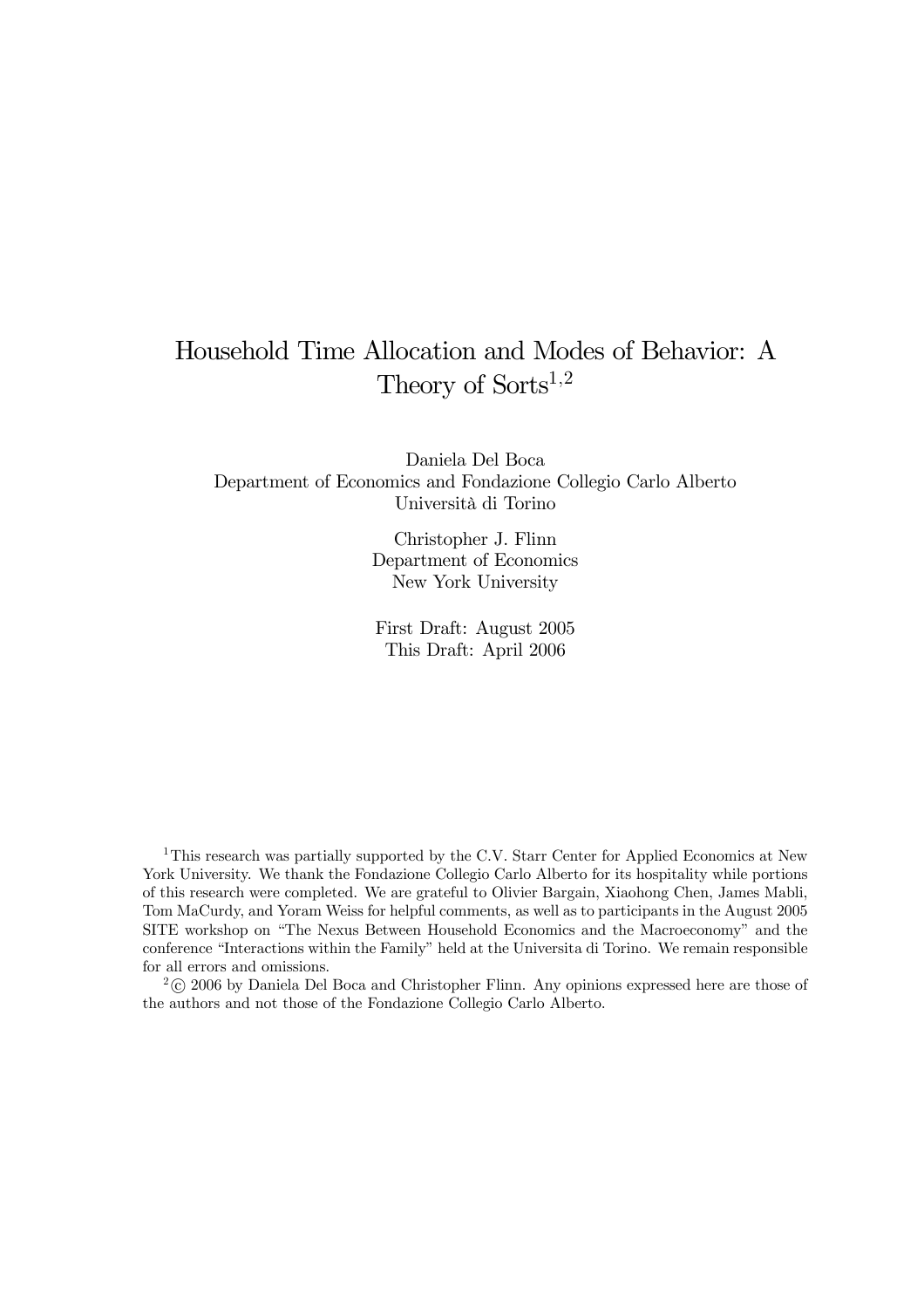# Household Time Allocation and Modes of Behavior: A Theory of Sorts[1,2]

Daniela Del Boca
Department of Economics and Fondazione Collegio Carlo Alberto
Università di Torino

Christopher J. Flinn
Department of Economics
New York University

First Draft: August 2005
This Draft: April 2006

[1]This research was partially supported by the C.V. Starr Center for Applied Economics at New York University. We thank the Fondazione Collegio Carlo Alberto for its hospitality while portions of this research were completed. We are grateful to Olivier Bargain, Xiaohong Chen, James Mabli, Tom MaCurdy, and Yoram Weiss for helpful comments, as well as to participants in the August 2005 SITE workshop on "The Nexus Between Household Economics and the Macroeconomy" and the conference "Interactions within the Family" held at the Universita di Torino. We remain responsible for all errors and omissions.

[2]© 2006 by Daniela Del Boca and Christopher Flinn. Any opinions expressed here are those of the authors and not those of the Fondazione Collegio Carlo Alberto.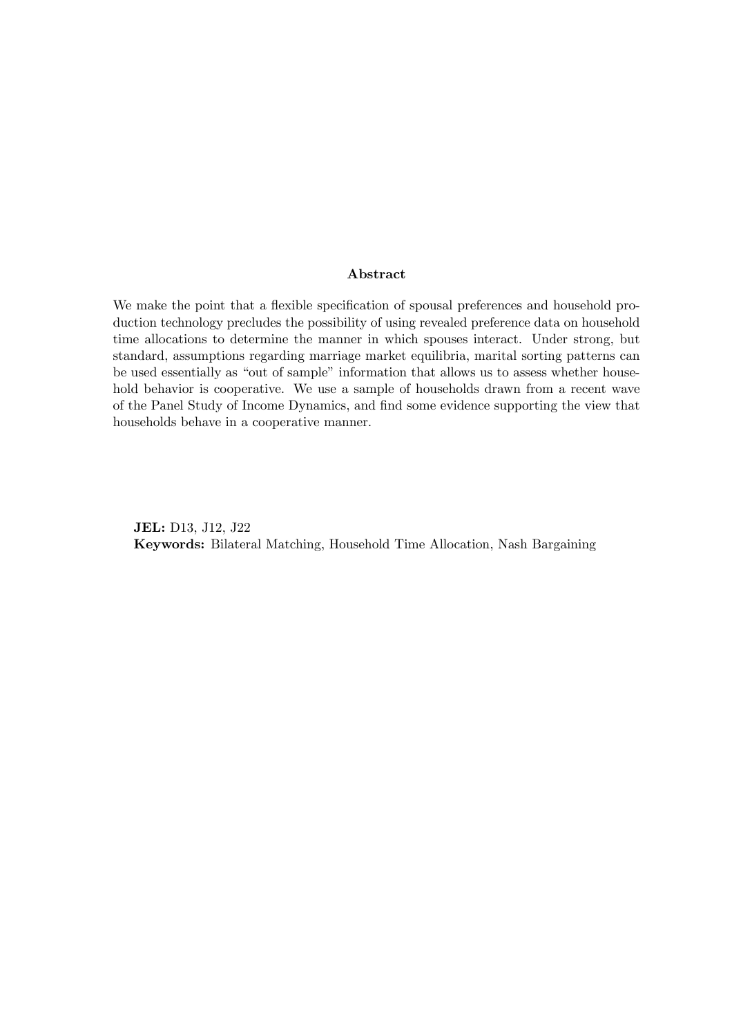## Abstract

We make the point that a flexible specification of spousal preferences and household production technology precludes the possibility of using revealed preference data on household time allocations to determine the manner in which spouses interact. Under strong, but standard, assumptions regarding marriage market equilibria, marital sorting patterns can be used essentially as "out of sample" information that allows us to assess whether household behavior is cooperative. We use a sample of households drawn from a recent wave of the Panel Study of Income Dynamics, and find some evidence supporting the view that households behave in a cooperative manner.

**JEL:** D13, J12, J22
**Keywords:** Bilateral Matching, Household Time Allocation, Nash Bargaining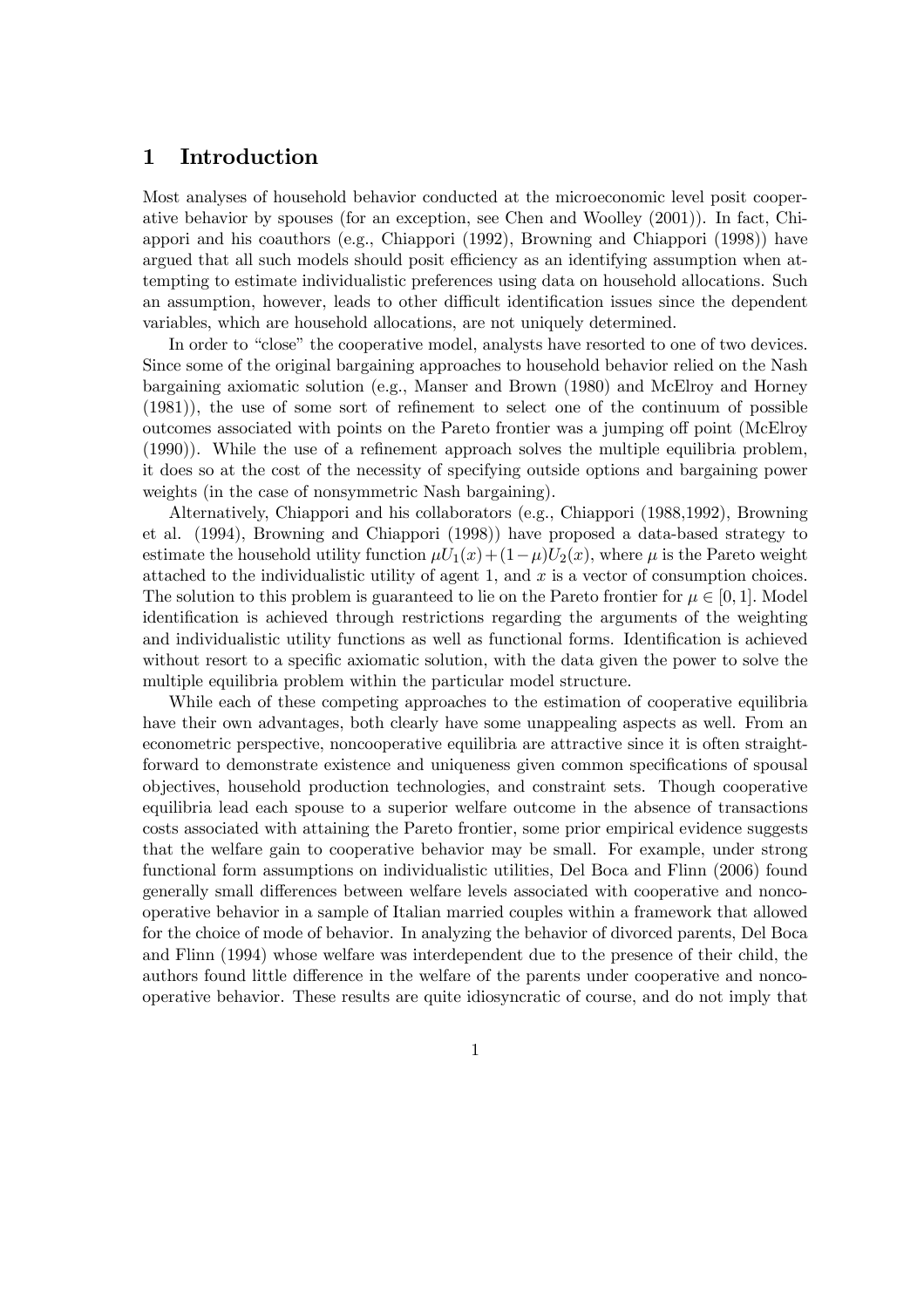# 1 Introduction

Most analyses of household behavior conducted at the microeconomic level posit cooperative behavior by spouses (for an exception, see Chen and Woolley (2001)). In fact, Chiappori and his coauthors (e.g., Chiappori (1992), Browning and Chiappori (1998)) have argued that all such models should posit efficiency as an identifying assumption when attempting to estimate individualistic preferences using data on household allocations. Such an assumption, however, leads to other difficult identification issues since the dependent variables, which are household allocations, are not uniquely determined.

In order to "close" the cooperative model, analysts have resorted to one of two devices. Since some of the original bargaining approaches to household behavior relied on the Nash bargaining axiomatic solution (e.g., Manser and Brown (1980) and McElroy and Horney (1981)), the use of some sort of refinement to select one of the continuum of possible outcomes associated with points on the Pareto frontier was a jumping off point (McElroy (1990)). While the use of a refinement approach solves the multiple equilibria problem, it does so at the cost of the necessity of specifying outside options and bargaining power weights (in the case of nonsymmetric Nash bargaining).

Alternatively, Chiappori and his collaborators (e.g., Chiappori (1988,1992), Browning et al. (1994), Browning and Chiappori (1998)) have proposed a data-based strategy to estimate the household utility function $\mu U_1(x) + (1-\mu) U_2(x)$, where $\mu$ is the Pareto weight attached to the individualistic utility of agent 1, and $x$ is a vector of consumption choices. The solution to this problem is guaranteed to lie on the Pareto frontier for $\mu \in [0,1]$. Model identification is achieved through restrictions regarding the arguments of the weighting and individualistic utility functions as well as functional forms. Identification is achieved without resort to a specific axiomatic solution, with the data given the power to solve the multiple equilibria problem within the particular model structure.

While each of these competing approaches to the estimation of cooperative equilibria have their own advantages, both clearly have some unappealing aspects as well. From an econometric perspective, noncooperative equilibria are attractive since it is often straightforward to demonstrate existence and uniqueness given common specifications of spousal objectives, household production technologies, and constraint sets. Though cooperative equilibria lead each spouse to a superior welfare outcome in the absence of transactions costs associated with attaining the Pareto frontier, some prior empirical evidence suggests that the welfare gain to cooperative behavior may be small. For example, under strong functional form assumptions on individualistic utilities, Del Boca and Flinn (2006) found generally small differences between welfare levels associated with cooperative and noncooperative behavior in a sample of Italian married couples within a framework that allowed for the choice of mode of behavior. In analyzing the behavior of divorced parents, Del Boca and Flinn (1994) whose welfare was interdependent due to the presence of their child, the authors found little difference in the welfare of the parents under cooperative and noncooperative behavior. These results are quite idiosyncratic of course, and do not imply that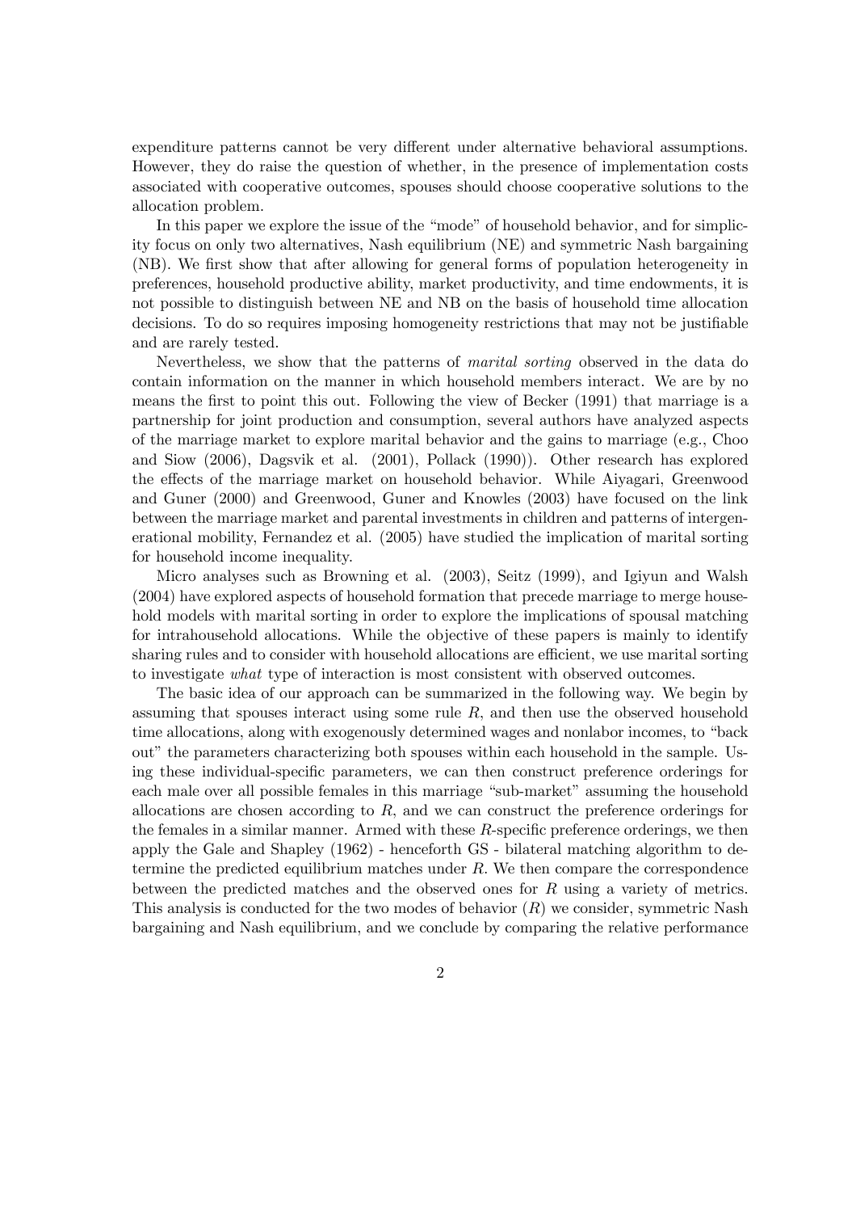expenditure patterns cannot be very different under alternative behavioral assumptions. However, they do raise the question of whether, in the presence of implementation costs associated with cooperative outcomes, spouses should choose cooperative solutions to the allocation problem.

In this paper we explore the issue of the "mode" of household behavior, and for simplicity focus on only two alternatives, Nash equilibrium (NE) and symmetric Nash bargaining (NB). We first show that after allowing for general forms of population heterogeneity in preferences, household productive ability, market productivity, and time endowments, it is not possible to distinguish between NE and NB on the basis of household time allocation decisions. To do so requires imposing homogeneity restrictions that may not be justifiable and are rarely tested.

Nevertheless, we show that the patterns of *marital sorting* observed in the data do contain information on the manner in which household members interact. We are by no means the first to point this out. Following the view of Becker (1991) that marriage is a partnership for joint production and consumption, several authors have analyzed aspects of the marriage market to explore marital behavior and the gains to marriage (e.g., Choo and Siow (2006), Dagsvik et al. (2001), Pollack (1990)). Other research has explored the effects of the marriage market on household behavior. While Aiyagari, Greenwood and Guner (2000) and Greenwood, Guner and Knowles (2003) have focused on the link between the marriage market and parental investments in children and patterns of intergenerational mobility, Fernandez et al. (2005) have studied the implication of marital sorting for household income inequality.

Micro analyses such as Browning et al. (2003), Seitz (1999), and Igiyun and Walsh (2004) have explored aspects of household formation that precede marriage to merge household models with marital sorting in order to explore the implications of spousal matching for intrahousehold allocations. While the objective of these papers is mainly to identify sharing rules and to consider with household allocations are efficient, we use marital sorting to investigate *what* type of interaction is most consistent with observed outcomes.

The basic idea of our approach can be summarized in the following way. We begin by assuming that spouses interact using some rule $R$, and then use the observed household time allocations, along with exogenously determined wages and nonlabor incomes, to "back out" the parameters characterizing both spouses within each household in the sample. Using these individual-specific parameters, we can then construct preference orderings for each male over all possible females in this marriage "sub-market" assuming the household allocations are chosen according to $R$, and we can construct the preference orderings for the females in a similar manner. Armed with these $R$-specific preference orderings, we then apply the Gale and Shapley (1962) - henceforth GS - bilateral matching algorithm to determine the predicted equilibrium matches under $R$. We then compare the correspondence between the predicted matches and the observed ones for $R$ using a variety of metrics. This analysis is conducted for the two modes of behavior ($R$) we consider, symmetric Nash bargaining and Nash equilibrium, and we conclude by comparing the relative performance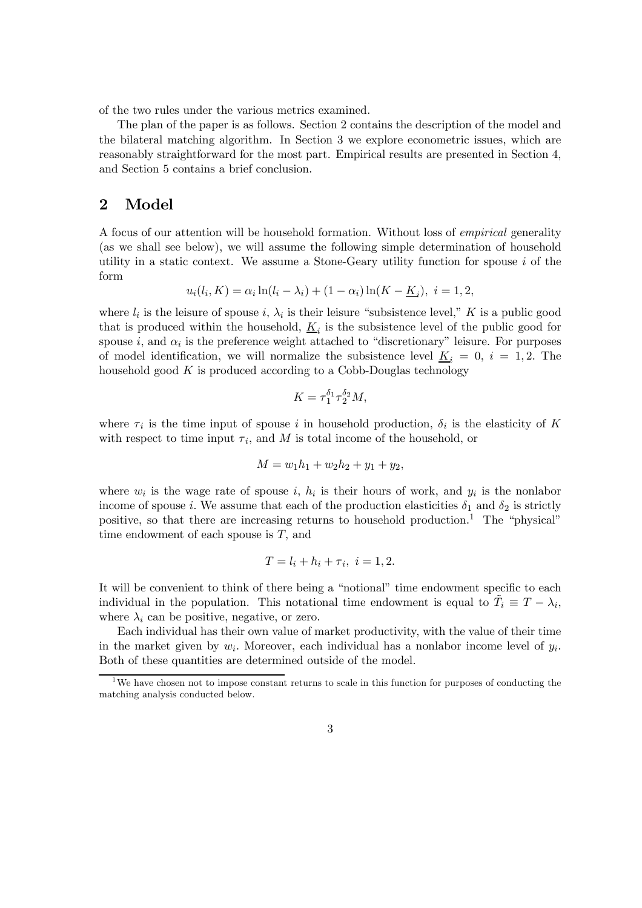of the two rules under the various metrics examined.

The plan of the paper is as follows. Section 2 contains the description of the model and the bilateral matching algorithm. In Section 3 we explore econometric issues, which are reasonably straightforward for the most part. Empirical results are presented in Section 4, and Section 5 contains a brief conclusion.

## 2 Model

A focus of our attention will be household formation. Without loss of *empirical* generality (as we shall see below), we will assume the following simple determination of household utility in a static context. We assume a Stone-Geary utility function for spouse $i$ of the form

$$u_i(l_i, K) = \alpha_i \ln(l_i - \lambda_i) + (1 - \alpha_i) \ln(K - \underline{K}_i),\ i = 1, 2,$$

where $l_i$ is the leisure of spouse $i$, $\lambda_i$ is their leisure "subsistence level," $K$ is a public good that is produced within the household, $\underline{K}_i$ is the subsistence level of the public good for spouse $i$, and $\alpha_i$ is the preference weight attached to "discretionary" leisure. For purposes of model identification, we will normalize the subsistence level $\underline{K}_i = 0,\ i = 1, 2$. The household good $K$ is produced according to a Cobb-Douglas technology

$$K = \tau_1^{\delta_1} \tau_2^{\delta_2} M,$$

where $\tau_i$ is the time input of spouse $i$ in household production, $\delta_i$ is the elasticity of $K$ with respect to time input $\tau_i$, and $M$ is total income of the household, or

$$M = w_1 h_1 + w_2 h_2 + y_1 + y_2,$$

where $w_i$ is the wage rate of spouse $i$, $h_i$ is their hours of work, and $y_i$ is the nonlabor income of spouse $i$. We assume that each of the production elasticities $\delta_1$ and $\delta_2$ is strictly positive, so that there are increasing returns to household production.[1] The "physical" time endowment of each spouse is $T$, and

$$T = l_i + h_i + \tau_i,\ i = 1, 2.$$

It will be convenient to think of there being a "notional" time endowment specific to each individual in the population. This notational time endowment is equal to $\tilde{T}_i \equiv T - \lambda_i$, where $\lambda_i$ can be positive, negative, or zero.

Each individual has their own value of market productivity, with the value of their time in the market given by $w_i$. Moreover, each individual has a nonlabor income level of $y_i$. Both of these quantities are determined outside of the model.

[1] We have chosen not to impose constant returns to scale in this function for purposes of conducting the matching analysis conducted below.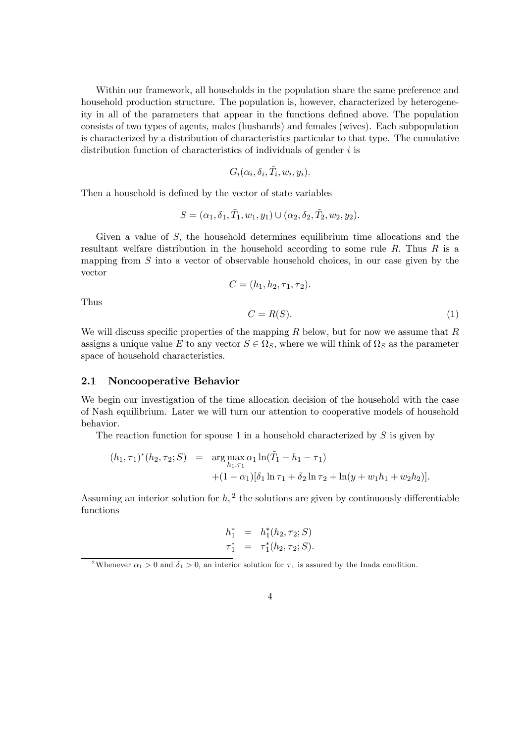Within our framework, all households in the population share the same preference and household production structure. The population is, however, characterized by heterogeneity in all of the parameters that appear in the functions defined above. The population consists of two types of agents, males (husbands) and females (wives). Each subpopulation is characterized by a distribution of characteristics particular to that type. The cumulative distribution function of characteristics of individuals of gender $i$ is

$$G_i(\alpha_i, \delta_i, \tilde{T}_i, w_i, y_i).$$

Then a household is defined by the vector of state variables

$$S = (\alpha_1, \delta_1, \tilde{T}_1, w_1, y_1) \cup (\alpha_2, \delta_2, \tilde{T}_2, w_2, y_2).$$

Given a value of $S$, the household determines equilibrium time allocations and the resultant welfare distribution in the household according to some rule $R$. Thus $R$ is a mapping from $S$ into a vector of observable household choices, in our case given by the vector

$$C = (h_1, h_2, \tau_1, \tau_2).$$

Thus

$$C = R(S). \tag{1}$$

We will discuss specific properties of the mapping $R$ below, but for now we assume that $R$ assigns a unique value $E$ to any vector $S \in \Omega_S$, where we will think of $\Omega_S$ as the parameter space of household characteristics.

### 2.1 Noncooperative Behavior

We begin our investigation of the time allocation decision of the household with the case of Nash equilibrium. Later we will turn our attention to cooperative models of household behavior.

The reaction function for spouse 1 in a household characterized by $S$ is given by

$$\begin{aligned}
(h_1, \tau_1)^*(h_2, \tau_2; S) &= \arg\max_{h_1, \tau_1} \alpha_1 \ln(\tilde{T}_1 - h_1 - \tau_1) \\
&\quad + (1 - \alpha_1)[\delta_1 \ln \tau_1 + \delta_2 \ln \tau_2 + \ln(y + w_1 h_1 + w_2 h_2)].
\end{aligned}$$

Assuming an interior solution for $h$,[2] the solutions are given by continuously differentiable functions

$$\begin{aligned}
h_1^* &= h_1^*(h_2, \tau_2; S) \\
\tau_1^* &= \tau_1^*(h_2, \tau_2; S).
\end{aligned}$$

[2] Whenever $\alpha_1 > 0$ and $\delta_1 > 0$, an interior solution for $\tau_1$ is assured by the Inada condition.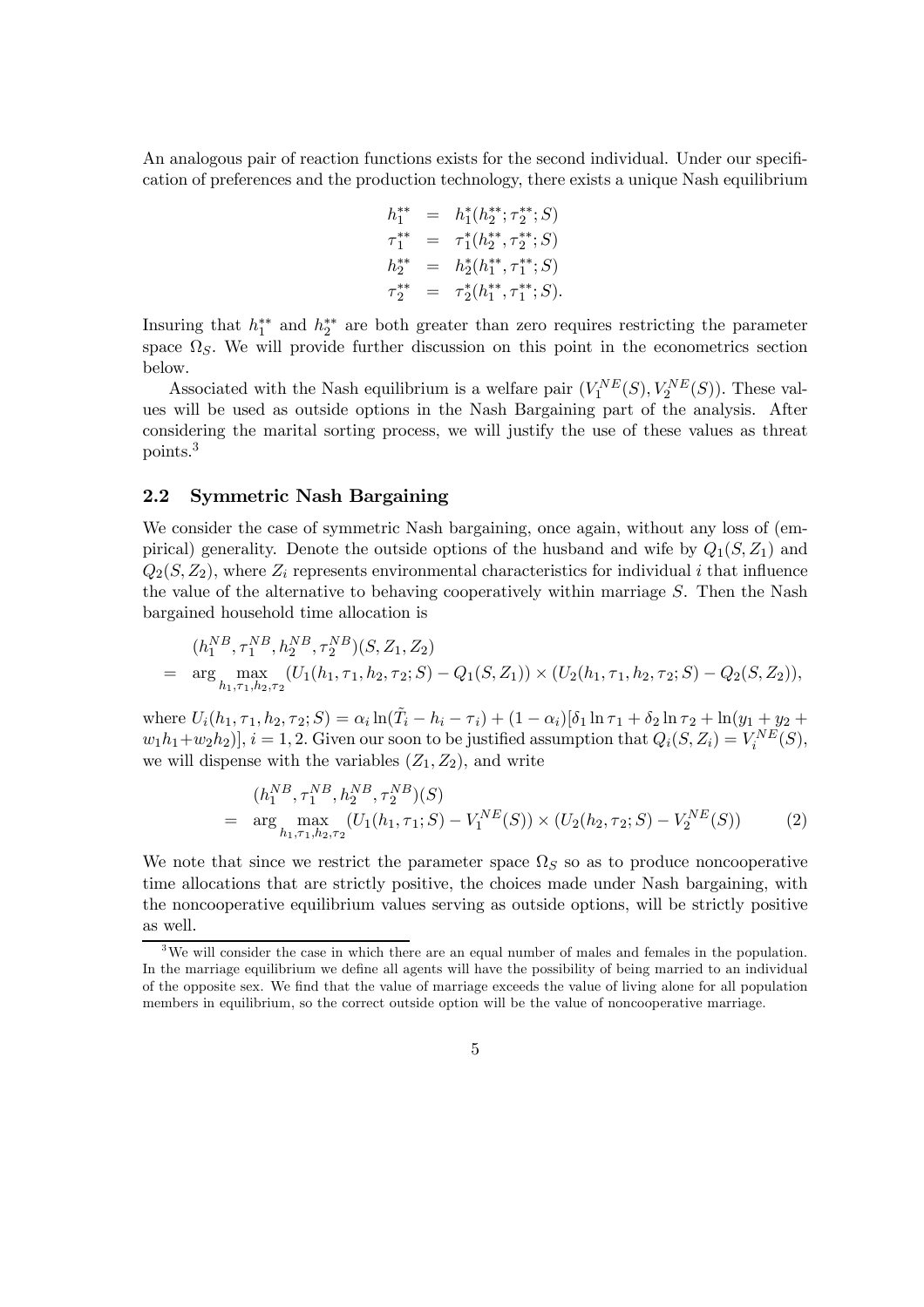An analogous pair of reaction functions exists for the second individual. Under our specification of preferences and the production technology, there exists a unique Nash equilibrium

$$
\begin{aligned}
h_1^{**} &= h_1^*(h_2^{**}; \tau_2^{**}; S) \\
\tau_1^{**} &= \tau_1^*(h_2^{**}, \tau_2^{**}; S) \\
h_2^{**} &= h_2^*(h_1^{**}, \tau_1^{**}; S) \\
\tau_2^{**} &= \tau_2^*(h_1^{**}, \tau_1^{**}; S).
\end{aligned}
$$

Insuring that $h_1^{**}$ and $h_2^{**}$ are both greater than zero requires restricting the parameter space $\Omega_S$. We will provide further discussion on this point in the econometrics section below.

Associated with the Nash equilibrium is a welfare pair $(V_1^{NE}(S), V_2^{NE}(S))$. These values will be used as outside options in the Nash Bargaining part of the analysis. After considering the marital sorting process, we will justify the use of these values as threat points.[3]

## 2.2 Symmetric Nash Bargaining

We consider the case of symmetric Nash bargaining, once again, without any loss of (empirical) generality. Denote the outside options of the husband and wife by $Q_1(S, Z_1)$ and $Q_2(S, Z_2)$, where $Z_i$ represents environmental characteristics for individual $i$ that influence the value of the alternative to behaving cooperatively within marriage $S$. Then the Nash bargained household time allocation is

$$
\begin{aligned}
& (h_1^{NB}, \tau_1^{NB}, h_2^{NB}, \tau_2^{NB})(S, Z_1, Z_2) \\
= \; & \arg \max_{h_1, \tau_1, h_2, \tau_2} (U_1(h_1, \tau_1, h_2, \tau_2; S) - Q_1(S, Z_1)) \times (U_2(h_1, \tau_1, h_2, \tau_2; S) - Q_2(S, Z_2)),
\end{aligned}
$$

where $U_i(h_1, \tau_1, h_2, \tau_2; S) = \alpha_i \ln(\tilde{T}_i - h_i - \tau_i) + (1 - \alpha_i)[\delta_1 \ln \tau_1 + \delta_2 \ln \tau_2 + \ln(y_1 + y_2 + w_1 h_1 + w_2 h_2)]$, $i = 1, 2$. Given our soon to be justified assumption that $Q_i(S, Z_i) = V_i^{NE}(S)$, we will dispense with the variables $(Z_1, Z_2)$, and write

$$
\begin{aligned}
& (h_1^{NB}, \tau_1^{NB}, h_2^{NB}, \tau_2^{NB})(S) \\
= \; & \arg \max_{h_1, \tau_1, h_2, \tau_2} (U_1(h_1, \tau_1; S) - V_1^{NE}(S)) \times (U_2(h_2, \tau_2; S) - V_2^{NE}(S)) \qquad (2)
\end{aligned}
$$

We note that since we restrict the parameter space $\Omega_S$ so as to produce noncooperative time allocations that are strictly positive, the choices made under Nash bargaining, with the noncooperative equilibrium values serving as outside options, will be strictly positive as well.

[3] We will consider the case in which there are an equal number of males and females in the population. In the marriage equilibrium we define all agents will have the possibility of being married to an individual of the opposite sex. We find that the value of marriage exceeds the value of living alone for all population members in equilibrium, so the correct outside option will be the value of noncooperative marriage.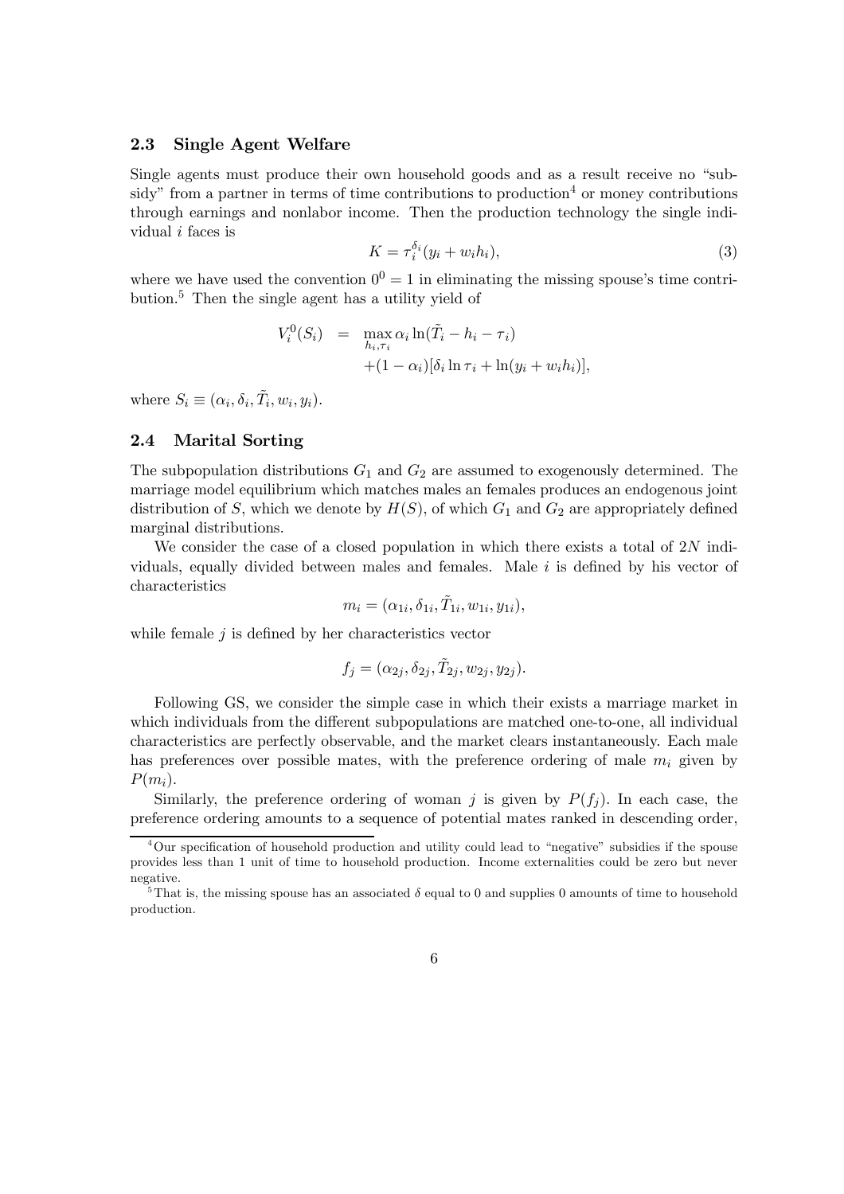### 2.3 Single Agent Welfare

Single agents must produce their own household goods and as a result receive no "subsidy" from a partner in terms of time contributions to production[4] or money contributions through earnings and nonlabor income. Then the production technology the single individual $i$ faces is

$$K = \tau_i^{\delta_i}(y_i + w_i h_i), \tag{3}$$

where we have used the convention $0^0 = 1$ in eliminating the missing spouse's time contribution.[5] Then the single agent has a utility yield of

$$\begin{aligned} V_i^0(S_i) &= \max_{h_i, \tau_i} \alpha_i \ln(\tilde{T}_i - h_i - \tau_i) \\ &\quad + (1 - \alpha_i)[\delta_i \ln \tau_i + \ln(y_i + w_i h_i)], \end{aligned}$$

where $S_i \equiv (\alpha_i, \delta_i, \tilde{T}_i, w_i, y_i)$.

### 2.4 Marital Sorting

The subpopulation distributions $G_1$ and $G_2$ are assumed to exogenously determined. The marriage model equilibrium which matches males an females produces an endogenous joint distribution of $S$, which we denote by $H(S)$, of which $G_1$ and $G_2$ are appropriately defined marginal distributions.

We consider the case of a closed population in which there exists a total of $2N$ individuals, equally divided between males and females. Male $i$ is defined by his vector of characteristics

$$m_i = (\alpha_{1i}, \delta_{1i}, \tilde{T}_{1i}, w_{1i}, y_{1i}),$$

while female $j$ is defined by her characteristics vector

$$f_j = (\alpha_{2j}, \delta_{2j}, \tilde{T}_{2j}, w_{2j}, y_{2j}).$$

Following GS, we consider the simple case in which their exists a marriage market in which individuals from the different subpopulations are matched one-to-one, all individual characteristics are perfectly observable, and the market clears instantaneously. Each male has preferences over possible mates, with the preference ordering of male $m_i$ given by $P(m_i)$.

Similarly, the preference ordering of woman $j$ is given by $P(f_j)$. In each case, the preference ordering amounts to a sequence of potential mates ranked in descending order,

---

[4] Our specification of household production and utility could lead to "negative" subsidies if the spouse provides less than 1 unit of time to household production. Income externalities could be zero but never negative.

[5] That is, the missing spouse has an associated $\delta$ equal to 0 and supplies 0 amounts of time to household production.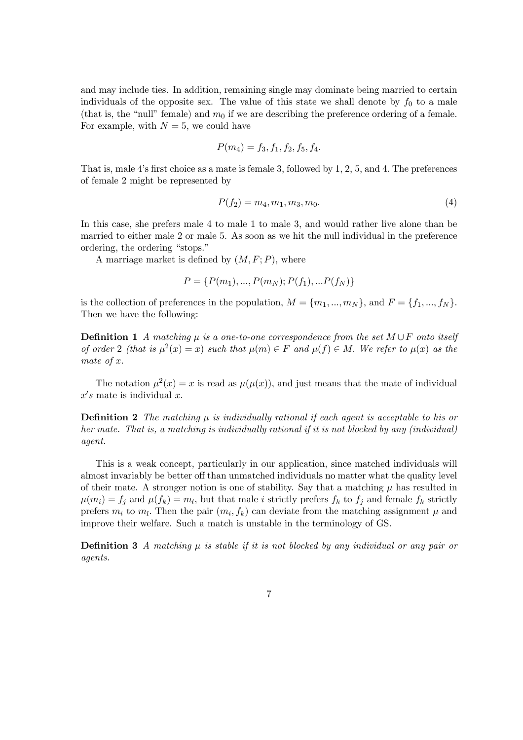and may include ties. In addition, remaining single may dominate being married to certain individuals of the opposite sex. The value of this state we shall denote by $f_0$ to a male (that is, the "null" female) and $m_0$ if we are describing the preference ordering of a female. For example, with $N = 5$, we could have

$$P(m_4) = f_3, f_1, f_2, f_5, f_4.$$

That is, male 4's first choice as a mate is female 3, followed by 1, 2, 5, and 4. The preferences of female 2 might be represented by

$$P(f_2) = m_4, m_1, m_3, m_0. \tag{4}$$

In this case, she prefers male 4 to male 1 to male 3, and would rather live alone than be married to either male 2 or male 5. As soon as we hit the null individual in the preference ordering, the ordering "stops."

A marriage market is defined by $(M, F; P)$, where

$$P = \{P(m_1), ..., P(m_N); P(f_1), ...P(f_N)\}$$

is the collection of preferences in the population, $M = \{m_1, ..., m_N\}$, and $F = \{f_1, ..., f_N\}$. Then we have the following:

**Definition 1** *A matching $\mu$ is a one-to-one correspondence from the set $M \cup F$ onto itself of order 2 (that is $\mu^2(x) = x$) such that $\mu(m) \in F$ and $\mu(f) \in M$. We refer to $\mu(x)$ as the mate of $x$.*

The notation $\mu^2(x) = x$ is read as $\mu(\mu(x))$, and just means that the mate of individual $x's$ mate is individual $x$.

**Definition 2** *The matching $\mu$ is individually rational if each agent is acceptable to his or her mate. That is, a matching is individually rational if it is not blocked by any (individual) agent.*

This is a weak concept, particularly in our application, since matched individuals will almost invariably be better off than unmatched individuals no matter what the quality level of their mate. A stronger notion is one of stability. Say that a matching $\mu$ has resulted in $\mu(m_i) = f_j$ and $\mu(f_k) = m_l$, but that male $i$ strictly prefers $f_k$ to $f_j$ and female $f_k$ strictly prefers $m_i$ to $m_l$. Then the pair $(m_i, f_k)$ can deviate from the matching assignment $\mu$ and improve their welfare. Such a match is unstable in the terminology of GS.

**Definition 3** *A matching $\mu$ is stable if it is not blocked by any individual or any pair or agents.*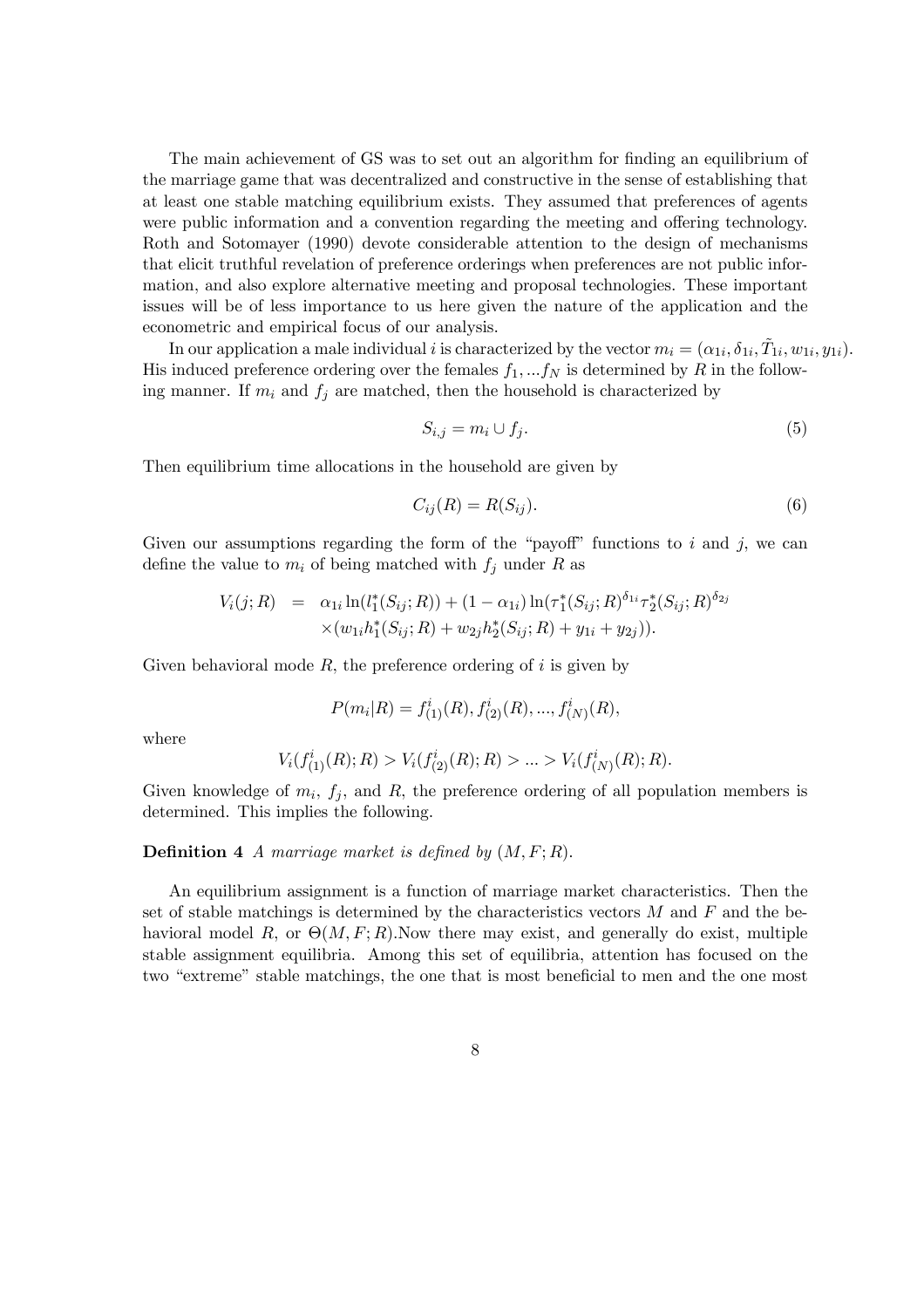The main achievement of GS was to set out an algorithm for finding an equilibrium of the marriage game that was decentralized and constructive in the sense of establishing that at least one stable matching equilibrium exists. They assumed that preferences of agents were public information and a convention regarding the meeting and offering technology. Roth and Sotomayer (1990) devote considerable attention to the design of mechanisms that elicit truthful revelation of preference orderings when preferences are not public information, and also explore alternative meeting and proposal technologies. These important issues will be of less importance to us here given the nature of the application and the econometric and empirical focus of our analysis.

In our application a male individual $i$ is characterized by the vector $m_i = (\alpha_{1i}, \delta_{1i}, \tilde{T}_{1i}, w_{1i}, y_{1i})$. His induced preference ordering over the females $f_1, ...f_N$ is determined by $R$ in the following manner. If $m_i$ and $f_j$ are matched, then the household is characterized by

$$S_{i,j} = m_i \cup f_j. \tag{5}$$

Then equilibrium time allocations in the household are given by

$$C_{ij}(R) = R(S_{ij}). \tag{6}$$

Given our assumptions regarding the form of the "payoff" functions to $i$ and $j$, we can define the value to $m_i$ of being matched with $f_j$ under $R$ as

$$\begin{aligned} V_i(j; R) &= \alpha_{1i} \ln(l_1^*(S_{ij}; R)) + (1 - \alpha_{1i}) \ln(\tau_1^*(S_{ij}; R)^{\delta_{1i}} \tau_2^*(S_{ij}; R)^{\delta_{2j}} \\ &\quad \times (w_{1i} h_1^*(S_{ij}; R) + w_{2j} h_2^*(S_{ij}; R) + y_{1i} + y_{2j})). \end{aligned}$$

Given behavioral mode $R$, the preference ordering of $i$ is given by

$$P(m_i|R) = f^i_{(1)}(R), f^i_{(2)}(R), ..., f^i_{(N)}(R),$$

where

$$V_i(f^i_{(1)}(R); R) > V_i(f^i_{(2)}(R); R) > ... > V_i(f^i_{(N)}(R); R).$$

Given knowledge of $m_i$, $f_j$, and $R$, the preference ordering of all population members is determined. This implies the following.

**Definition 4** *A marriage market is defined by* $(M, F; R)$.

An equilibrium assignment is a function of marriage market characteristics. Then the set of stable matchings is determined by the characteristics vectors $M$ and $F$ and the behavioral model $R$, or $\Theta(M, F; R)$.Now there may exist, and generally do exist, multiple stable assignment equilibria. Among this set of equilibria, attention has focused on the two "extreme" stable matchings, the one that is most beneficial to men and the one most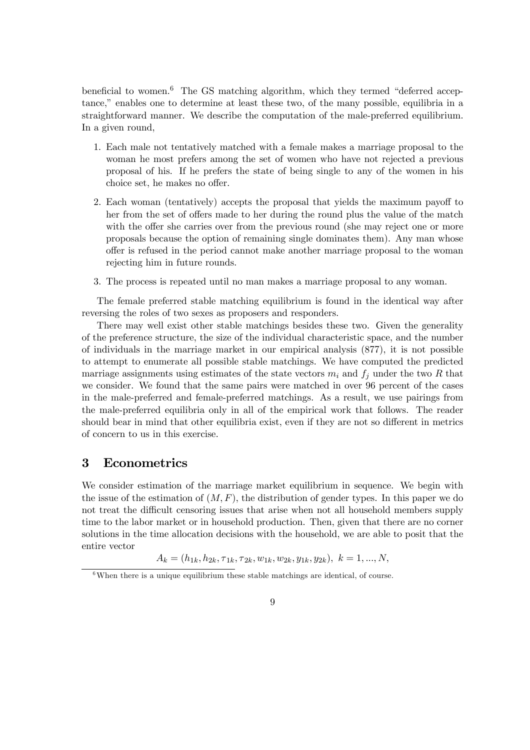beneficial to women.[6] The GS matching algorithm, which they termed "deferred acceptance," enables one to determine at least these two, of the many possible, equilibria in a straightforward manner. We describe the computation of the male-preferred equilibrium. In a given round,

1. Each male not tentatively matched with a female makes a marriage proposal to the woman he most prefers among the set of women who have not rejected a previous proposal of his. If he prefers the state of being single to any of the women in his choice set, he makes no offer.

2. Each woman (tentatively) accepts the proposal that yields the maximum payoff to her from the set of offers made to her during the round plus the value of the match with the offer she carries over from the previous round (she may reject one or more proposals because the option of remaining single dominates them). Any man whose offer is refused in the period cannot make another marriage proposal to the woman rejecting him in future rounds.

3. The process is repeated until no man makes a marriage proposal to any woman.

The female preferred stable matching equilibrium is found in the identical way after reversing the roles of two sexes as proposers and responders.

There may well exist other stable matchings besides these two. Given the generality of the preference structure, the size of the individual characteristic space, and the number of individuals in the marriage market in our empirical analysis (877), it is not possible to attempt to enumerate all possible stable matchings. We have computed the predicted marriage assignments using estimates of the state vectors $m_i$ and $f_j$ under the two $R$ that we consider. We found that the same pairs were matched in over 96 percent of the cases in the male-preferred and female-preferred matchings. As a result, we use pairings from the male-preferred equilibria only in all of the empirical work that follows. The reader should bear in mind that other equilibria exist, even if they are not so different in metrics of concern to us in this exercise.

## 3 Econometrics

We consider estimation of the marriage market equilibrium in sequence. We begin with the issue of the estimation of $(M, F)$, the distribution of gender types. In this paper we do not treat the difficult censoring issues that arise when not all household members supply time to the labor market or in household production. Then, given that there are no corner solutions in the time allocation decisions with the household, we are able to posit that the entire vector

$$A_k = (h_{1k}, h_{2k}, \tau_{1k}, \tau_{2k}, w_{1k}, w_{2k}, y_{1k}, y_{2k}), \ k = 1, ..., N,$$

[6] When there is a unique equilibrium these stable matchings are identical, of course.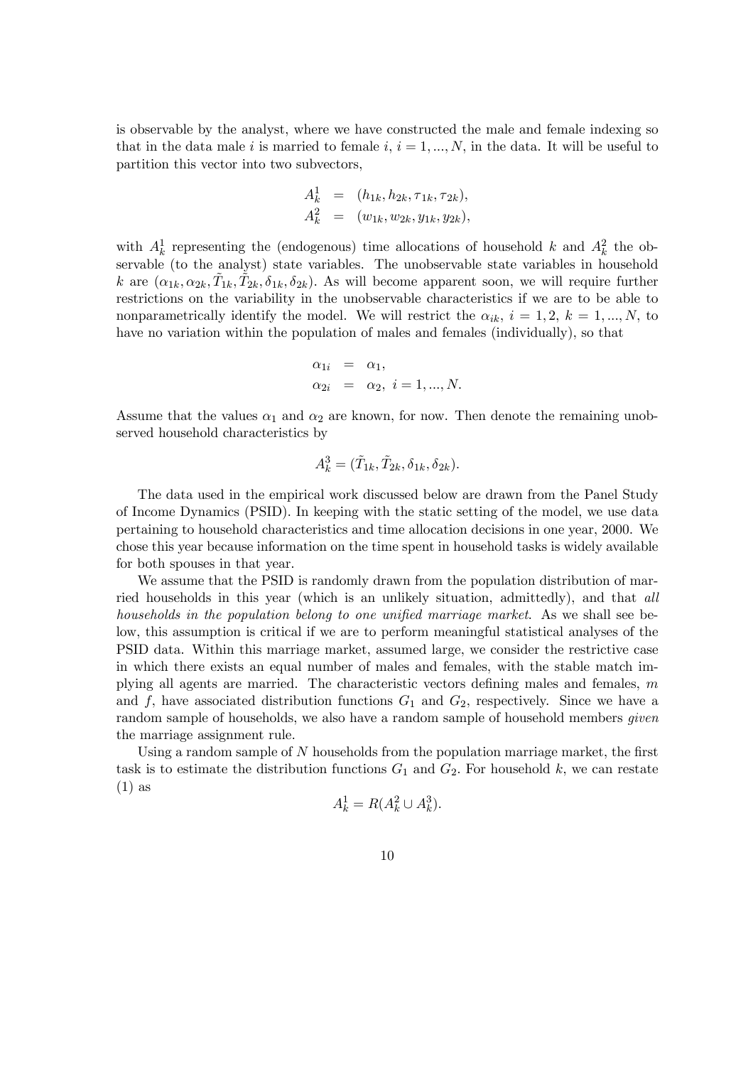is observable by the analyst, where we have constructed the male and female indexing so that in the data male $i$ is married to female $i$, $i = 1, ..., N$, in the data. It will be useful to partition this vector into two subvectors,

$$
\begin{aligned}
A_k^1 &= (h_{1k}, h_{2k}, \tau_{1k}, \tau_{2k}), \\
A_k^2 &= (w_{1k}, w_{2k}, y_{1k}, y_{2k}),
\end{aligned}
$$

with $A_k^1$ representing the (endogenous) time allocations of household $k$ and $A_k^2$ the observable (to the analyst) state variables. The unobservable state variables in household $k$ are $(\alpha_{1k}, \alpha_{2k}, \tilde{T}_{1k}, \tilde{T}_{2k}, \delta_{1k}, \delta_{2k})$. As will become apparent soon, we will require further restrictions on the variability in the unobservable characteristics if we are to be able to nonparametrically identify the model. We will restrict the $\alpha_{ik}$, $i = 1, 2$, $k = 1, ..., N$, to have no variation within the population of males and females (individually), so that

$$
\begin{aligned}
\alpha_{1i} &= \alpha_1, \\
\alpha_{2i} &= \alpha_2, \ i = 1, ..., N.
\end{aligned}
$$

Assume that the values $\alpha_1$ and $\alpha_2$ are known, for now. Then denote the remaining unobserved household characteristics by

$$
A_k^3 = (\tilde{T}_{1k}, \tilde{T}_{2k}, \delta_{1k}, \delta_{2k}).
$$

The data used in the empirical work discussed below are drawn from the Panel Study of Income Dynamics (PSID). In keeping with the static setting of the model, we use data pertaining to household characteristics and time allocation decisions in one year, 2000. We chose this year because information on the time spent in household tasks is widely available for both spouses in that year.

We assume that the PSID is randomly drawn from the population distribution of married households in this year (which is an unlikely situation, admittedly), and that *all households in the population belong to one unified marriage market*. As we shall see below, this assumption is critical if we are to perform meaningful statistical analyses of the PSID data. Within this marriage market, assumed large, we consider the restrictive case in which there exists an equal number of males and females, with the stable match implying all agents are married. The characteristic vectors defining males and females, $m$ and $f$, have associated distribution functions $G_1$ and $G_2$, respectively. Since we have a random sample of households, we also have a random sample of household members *given* the marriage assignment rule.

Using a random sample of $N$ households from the population marriage market, the first task is to estimate the distribution functions $G_1$ and $G_2$. For household $k$, we can restate (1) as

$$
A_k^1 = R(A_k^2 \cup A_k^3).
$$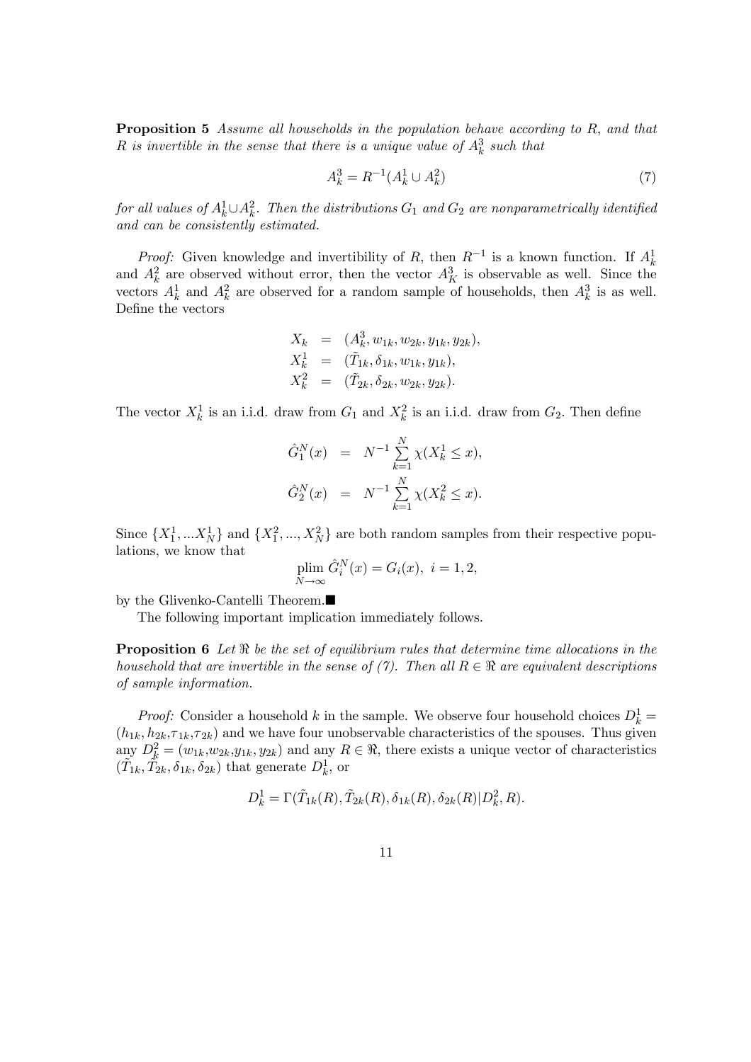**Proposition 5** *Assume all households in the population behave according to $R$, and that $R$ is invertible in the sense that there is a unique value of $A_k^3$ such that*

$$A_k^3 = R^{-1}(A_k^1 \cup A_k^2) \tag{7}$$

*for all values of $A_k^1 \cup A_k^2$. Then the distributions $G_1$ and $G_2$ are nonparametrically identified and can be consistently estimated.*

*Proof:* Given knowledge and invertibility of $R$, then $R^{-1}$ is a known function. If $A_k^1$ and $A_k^2$ are observed without error, then the vector $A_K^3$ is observable as well. Since the vectors $A_k^1$ and $A_k^2$ are observed for a random sample of households, then $A_k^3$ is as well. Define the vectors

$$\begin{aligned}
X_k &= (A_k^3, w_{1k}, w_{2k}, y_{1k}, y_{2k}), \\
X_k^1 &= (\tilde{T}_{1k}, \delta_{1k}, w_{1k}, y_{1k}), \\
X_k^2 &= (\tilde{T}_{2k}, \delta_{2k}, w_{2k}, y_{2k}).
\end{aligned}$$

The vector $X_k^1$ is an i.i.d. draw from $G_1$ and $X_k^2$ is an i.i.d. draw from $G_2$. Then define

$$\begin{aligned}
\hat{G}_1^N(x) &= N^{-1} \sum_{k=1}^{N} \chi(X_k^1 \leq x), \\
\hat{G}_2^N(x) &= N^{-1} \sum_{k=1}^{N} \chi(X_k^2 \leq x).
\end{aligned}$$

Since $\{X_1^1, ...X_N^1\}$ and $\{X_1^2, ..., X_N^2\}$ are both random samples from their respective populations, we know that

$$\operatorname*{plim}_{N \to \infty} \hat{G}_i^N(x) = G_i(x), \ i = 1, 2,$$

by the Glivenko-Cantelli Theorem.■

The following important implication immediately follows.

**Proposition 6** *Let $\Re$ be the set of equilibrium rules that determine time allocations in the household that are invertible in the sense of (7). Then all $R \in \Re$ are equivalent descriptions of sample information.*

*Proof:* Consider a household $k$ in the sample. We observe four household choices $D_k^1 = (h_{1k}, h_{2k}, \tau_{1k}, \tau_{2k})$ and we have four unobservable characteristics of the spouses. Thus given any $D_k^2 = (w_{1k}, w_{2k}, y_{1k}, y_{2k})$ and any $R \in \Re$, there exists a unique vector of characteristics $(\tilde{T}_{1k}, \tilde{T}_{2k}, \delta_{1k}, \delta_{2k})$ that generate $D_k^1$, or

$$D_k^1 = \Gamma(\tilde{T}_{1k}(R), \tilde{T}_{2k}(R), \delta_{1k}(R), \delta_{2k}(R) | D_k^2, R).$$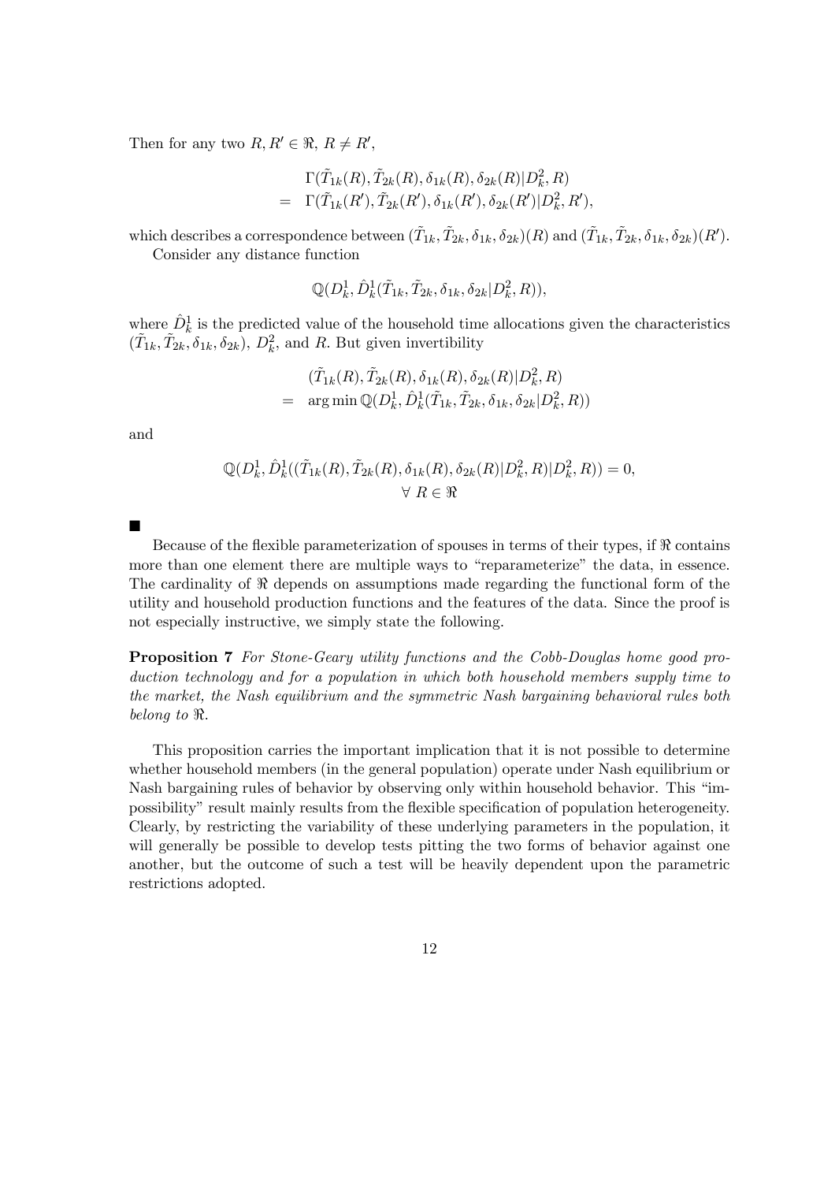Then for any two $R, R' \in \Re$, $R \neq R'$,

$$
\begin{aligned}
& \Gamma(\tilde{T}_{1k}(R), \tilde{T}_{2k}(R), \delta_{1k}(R), \delta_{2k}(R)|D_k^2, R) \\
= \ & \Gamma(\tilde{T}_{1k}(R'), \tilde{T}_{2k}(R'), \delta_{1k}(R'), \delta_{2k}(R')|D_k^2, R'),
\end{aligned}
$$

which describes a correspondence between $(\tilde{T}_{1k}, \tilde{T}_{2k}, \delta_{1k}, \delta_{2k})(R)$ and $(\tilde{T}_{1k}, \tilde{T}_{2k}, \delta_{1k}, \delta_{2k})(R')$.

Consider any distance function

$$
\mathbb{Q}(D_k^1, \hat{D}_k^1(\tilde{T}_{1k}, \tilde{T}_{2k}, \delta_{1k}, \delta_{2k}|D_k^2, R)),
$$

where $\hat{D}_k^1$ is the predicted value of the household time allocations given the characteristics $(\tilde{T}_{1k}, \tilde{T}_{2k}, \delta_{1k}, \delta_{2k})$, $D_k^2$, and $R$. But given invertibility

$$
\begin{aligned}
& (\tilde{T}_{1k}(R), \tilde{T}_{2k}(R), \delta_{1k}(R), \delta_{2k}(R)|D_k^2, R) \\
= \ & \arg\min \mathbb{Q}(D_k^1, \hat{D}_k^1(\tilde{T}_{1k}, \tilde{T}_{2k}, \delta_{1k}, \delta_{2k}|D_k^2, R))
\end{aligned}
$$

and

$$
\begin{aligned}
\mathbb{Q}(D_k^1, \hat{D}_k^1((\tilde{T}_{1k}(R), \tilde{T}_{2k}(R), \delta_{1k}(R), \delta_{2k}(R)|D_k^2, R)|D_k^2, R)) = 0, \\
\forall\ R \in \Re
\end{aligned}
$$

■

Because of the flexible parameterization of spouses in terms of their types, if $\Re$ contains more than one element there are multiple ways to "reparameterize" the data, in essence. The cardinality of $\Re$ depends on assumptions made regarding the functional form of the utility and household production functions and the features of the data. Since the proof is not especially instructive, we simply state the following.

**Proposition 7** *For Stone-Geary utility functions and the Cobb-Douglas home good production technology and for a population in which both household members supply time to the market, the Nash equilibrium and the symmetric Nash bargaining behavioral rules both belong to* $\Re$.

This proposition carries the important implication that it is not possible to determine whether household members (in the general population) operate under Nash equilibrium or Nash bargaining rules of behavior by observing only within household behavior. This "impossibility" result mainly results from the flexible specification of population heterogeneity. Clearly, by restricting the variability of these underlying parameters in the population, it will generally be possible to develop tests pitting the two forms of behavior against one another, but the outcome of such a test will be heavily dependent upon the parametric restrictions adopted.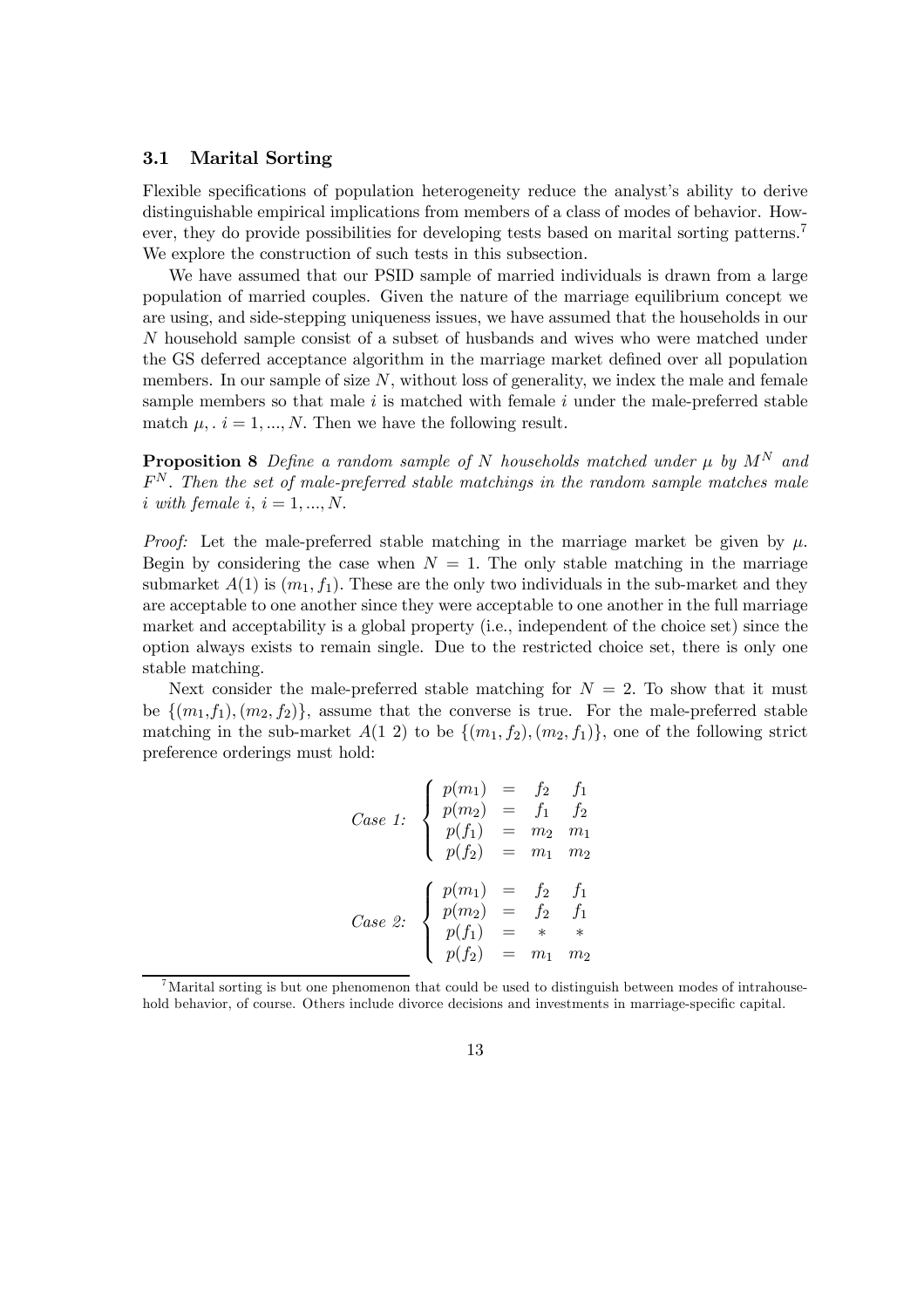### 3.1 Marital Sorting

Flexible specifications of population heterogeneity reduce the analyst's ability to derive distinguishable empirical implications from members of a class of modes of behavior. However, they do provide possibilities for developing tests based on marital sorting patterns.[7] We explore the construction of such tests in this subsection.

We have assumed that our PSID sample of married individuals is drawn from a large population of married couples. Given the nature of the marriage equilibrium concept we are using, and side-stepping uniqueness issues, we have assumed that the households in our $N$ household sample consist of a subset of husbands and wives who were matched under the GS deferred acceptance algorithm in the marriage market defined over all population members. In our sample of size $N$, without loss of generality, we index the male and female sample members so that male $i$ is matched with female $i$ under the male-preferred stable match $\mu,.\ i = 1, ..., N$. Then we have the following result.

**Proposition 8** *Define a random sample of $N$ households matched under $\mu$ by $M^N$ and $F^N$. Then the set of male-preferred stable matchings in the random sample matches male $i$ with female $i$, $i = 1, ..., N$.*

*Proof:* Let the male-preferred stable matching in the marriage market be given by $\mu$. Begin by considering the case when $N = 1$. The only stable matching in the marriage submarket $A(1)$ is $(m_1, f_1)$. These are the only two individuals in the sub-market and they are acceptable to one another since they were acceptable to one another in the full marriage market and acceptability is a global property (i.e., independent of the choice set) since the option always exists to remain single. Due to the restricted choice set, there is only one stable matching.

Next consider the male-preferred stable matching for $N = 2$. To show that it must be $\{(m_1,f_1), (m_2, f_2)\}$, assume that the converse is true. For the male-preferred stable matching in the sub-market $A(1\ 2)$ to be $\{(m_1, f_2), (m_2, f_1)\}$, one of the following strict preference orderings must hold:

$$\textit{Case 1:} \begin{cases} p(m_1) & = & f_2 & f_1 \\ p(m_2) & = & f_1 & f_2 \\ p(f_1) & = & m_2 & m_1 \\ p(f_2) & = & m_1 & m_2 \end{cases}$$

$$\textit{Case 2:} \begin{cases} p(m_1) & = & f_2 & f_1 \\ p(m_2) & = & f_2 & f_1 \\ p(f_1) & = & * & * \\ p(f_2) & = & m_1 & m_2 \end{cases}$$

[7] Marital sorting is but one phenomenon that could be used to distinguish between modes of intrahousehold behavior, of course. Others include divorce decisions and investments in marriage-specific capital.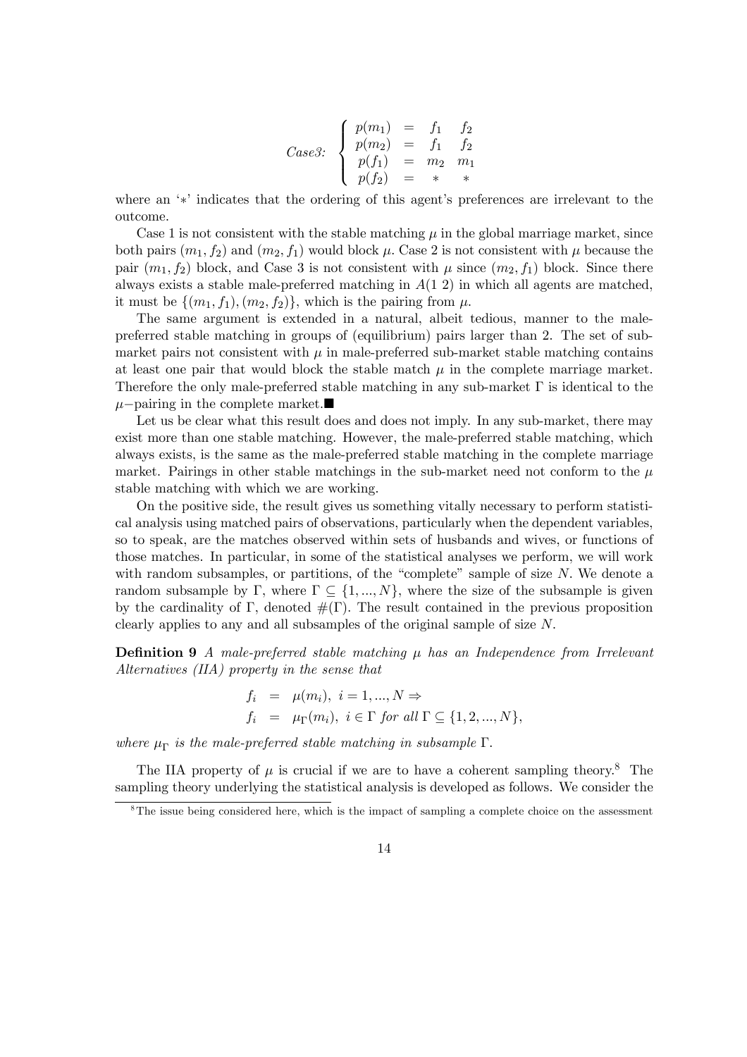$$
Case3: \left\{ \begin{array}{rcll} p(m_1) & = & f_1 & f_2 \\ p(m_2) & = & f_1 & f_2 \\ p(f_1) & = & m_2 & m_1 \\ p(f_2) & = & * & * \end{array} \right.
$$

where an '$*$' indicates that the ordering of this agent's preferences are irrelevant to the outcome.

Case 1 is not consistent with the stable matching $\mu$ in the global marriage market, since both pairs $(m_1, f_2)$ and $(m_2, f_1)$ would block $\mu$. Case 2 is not consistent with $\mu$ because the pair $(m_1, f_2)$ block, and Case 3 is not consistent with $\mu$ since $(m_2, f_1)$ block. Since there always exists a stable male-preferred matching in $A(1\ 2)$ in which all agents are matched, it must be $\{(m_1, f_1), (m_2, f_2)\}$, which is the pairing from $\mu$.

The same argument is extended in a natural, albeit tedious, manner to the male-preferred stable matching in groups of (equilibrium) pairs larger than 2. The set of sub-market pairs not consistent with $\mu$ in male-preferred sub-market stable matching contains at least one pair that would block the stable match $\mu$ in the complete marriage market. Therefore the only male-preferred stable matching in any sub-market $\Gamma$ is identical to the $\mu-$pairing in the complete market.$\blacksquare$

Let us be clear what this result does and does not imply. In any sub-market, there may exist more than one stable matching. However, the male-preferred stable matching, which always exists, is the same as the male-preferred stable matching in the complete marriage market. Pairings in other stable matchings in the sub-market need not conform to the $\mu$ stable matching with which we are working.

On the positive side, the result gives us something vitally necessary to perform statistical analysis using matched pairs of observations, particularly when the dependent variables, so to speak, are the matches observed within sets of husbands and wives, or functions of those matches. In particular, in some of the statistical analyses we perform, we will work with random subsamples, or partitions, of the "complete" sample of size $N$. We denote a random subsample by $\Gamma$, where $\Gamma \subseteq \{1, ..., N\}$, where the size of the subsample is given by the cardinality of $\Gamma$, denoted $\#(\Gamma)$. The result contained in the previous proposition clearly applies to any and all subsamples of the original sample of size $N$.

**Definition 9** *A male-preferred stable matching $\mu$ has an Independence from Irrelevant Alternatives (IIA) property in the sense that*

$$
\begin{array}{rcl} f_i & = & \mu(m_i), \ i = 1, ..., N \Rightarrow \\ f_i & = & \mu_\Gamma(m_i), \ i \in \Gamma \text{ for all } \Gamma \subseteq \{1, 2, ..., N\}, \end{array}
$$

*where $\mu_\Gamma$ is the male-preferred stable matching in subsample $\Gamma$.*

The IIA property of $\mu$ is crucial if we are to have a coherent sampling theory.[8] The sampling theory underlying the statistical analysis is developed as follows. We consider the

[8] The issue being considered here, which is the impact of sampling a complete choice on the assessment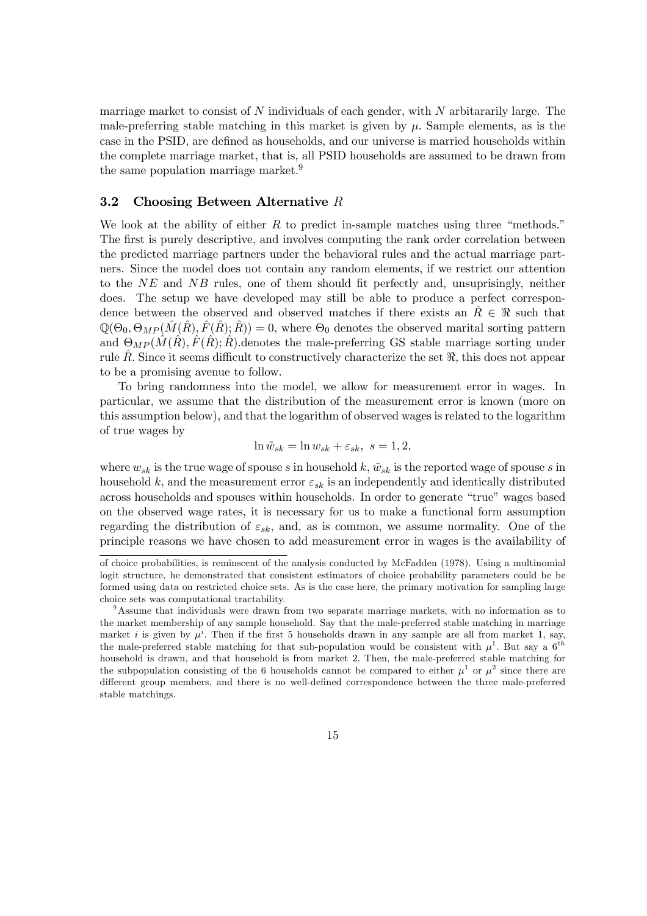marriage market to consist of $N$ individuals of each gender, with $N$ arbitararily large. The male-preferring stable matching in this market is given by $\mu$. Sample elements, as is the case in the PSID, are defined as households, and our universe is married households within the complete marriage market, that is, all PSID households are assumed to be drawn from the same population marriage market.[9]

### 3.2 Choosing Between Alternative $R$

We look at the ability of either $R$ to predict in-sample matches using three "methods." The first is purely descriptive, and involves computing the rank order correlation between the predicted marriage partners under the behavioral rules and the actual marriage partners. Since the model does not contain any random elements, if we restrict our attention to the $NE$ and $NB$ rules, one of them should fit perfectly and, unsuprisingly, neither does. The setup we have developed may still be able to produce a perfect correspondence between the observed and observed matches if there exists an $\hat{R} \in \Re$ such that $\mathbb{Q}(\Theta_0, \Theta_{MP}(\hat{M}(\hat{R}), \hat{F}(\hat{R}); \hat{R})) = 0$, where $\Theta_0$ denotes the observed marital sorting pattern and $\Theta_{MP}(\hat{M}(\hat{R}), \hat{F}(\hat{R}); \hat{R})$.denotes the male-preferring GS stable marriage sorting under rule $\hat{R}$. Since it seems difficult to constructively characterize the set $\Re$, this does not appear to be a promising avenue to follow.

To bring randomness into the model, we allow for measurement error in wages. In particular, we assume that the distribution of the measurement error is known (more on this assumption below), and that the logarithm of observed wages is related to the logarithm of true wages by

$$\ln \tilde{w}_{sk} = \ln w_{sk} + \varepsilon_{sk}, \ s = 1, 2,$$

where $w_{sk}$ is the true wage of spouse $s$ in household $k$, $\tilde{w}_{sk}$ is the reported wage of spouse $s$ in household $k$, and the measurement error $\varepsilon_{sk}$ is an independently and identically distributed across households and spouses within households. In order to generate "true" wages based on the observed wage rates, it is necessary for us to make a functional form assumption regarding the distribution of $\varepsilon_{sk}$, and, as is common, we assume normality. One of the principle reasons we have chosen to add measurement error in wages is the availability of

---

of choice probabilities, is reminscent of the analysis conducted by McFadden (1978). Using a multinomial logit structure, he demonstrated that consistent estimators of choice probability parameters could be be formed using data on restricted choice sets. As is the case here, the primary motivation for sampling large choice sets was computational tractability.

[9] Assume that individuals were drawn from two separate marriage markets, with no information as to the market membership of any sample household. Say that the male-preferred stable matching in marriage market $i$ is given by $\mu^i$. Then if the first 5 households drawn in any sample are all from market 1, say, the male-preferred stable matching for that sub-population would be consistent with $\mu^1$. But say a $6^{th}$ household is drawn, and that household is from market 2. Then, the male-preferred stable matching for the subpopulation consisting of the 6 households cannot be compared to either $\mu^1$ or $\mu^2$ since there are different group members, and there is no well-defined correspondence between the three male-preferred stable matchings.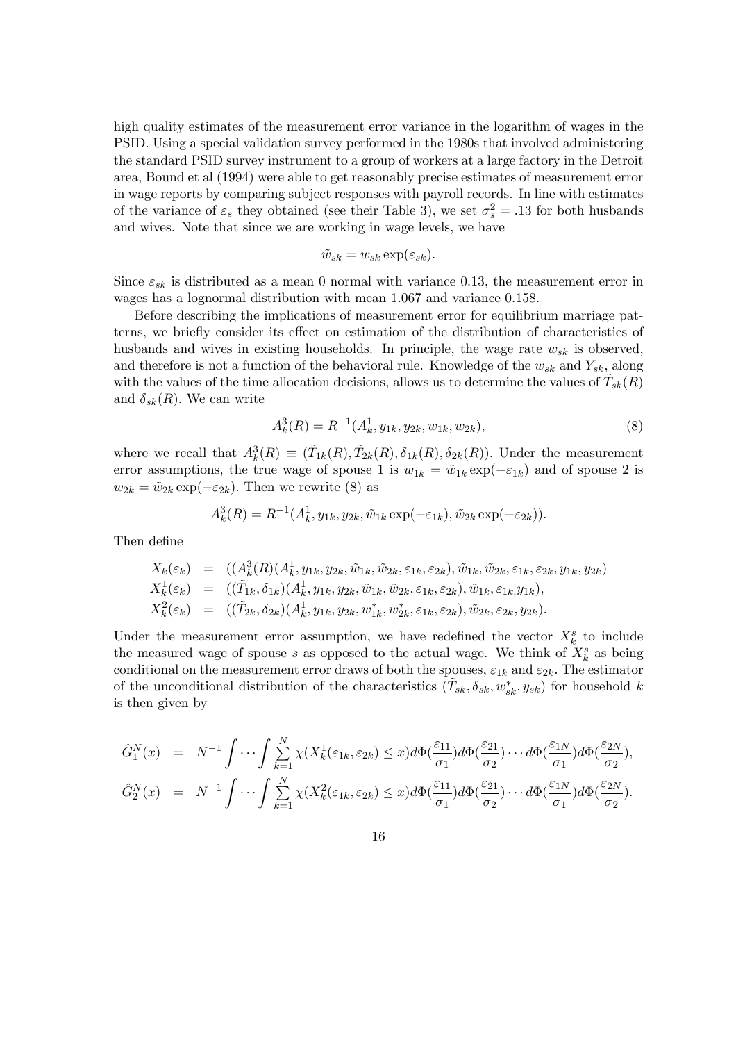high quality estimates of the measurement error variance in the logarithm of wages in the PSID. Using a special validation survey performed in the 1980s that involved administering the standard PSID survey instrument to a group of workers at a large factory in the Detroit area, Bound et al (1994) were able to get reasonably precise estimates of measurement error in wage reports by comparing subject responses with payroll records. In line with estimates of the variance of $\varepsilon_s$ they obtained (see their Table 3), we set $\sigma_s^2 = .13$ for both husbands and wives. Note that since we are working in wage levels, we have

$$\tilde{w}_{sk} = w_{sk} \exp(\varepsilon_{sk}).$$

Since $\varepsilon_{sk}$ is distributed as a mean 0 normal with variance 0.13, the measurement error in wages has a lognormal distribution with mean 1.067 and variance 0.158.

Before describing the implications of measurement error for equilibrium marriage patterns, we briefly consider its effect on estimation of the distribution of characteristics of husbands and wives in existing households. In principle, the wage rate $w_{sk}$ is observed, and therefore is not a function of the behavioral rule. Knowledge of the $w_{sk}$ and $Y_{sk}$, along with the values of the time allocation decisions, allows us to determine the values of $\tilde{T}_{sk}(R)$ and $\delta_{sk}(R)$. We can write

$$A_k^3(R) = R^{-1}(A_k^1, y_{1k}, y_{2k}, w_{1k}, w_{2k}), \tag{8}$$

where we recall that $A_k^3(R) \equiv (\tilde{T}_{1k}(R), \tilde{T}_{2k}(R), \delta_{1k}(R), \delta_{2k}(R))$. Under the measurement error assumptions, the true wage of spouse 1 is $w_{1k} = \tilde{w}_{1k} \exp(-\varepsilon_{1k})$ and of spouse 2 is $w_{2k} = \tilde{w}_{2k} \exp(-\varepsilon_{2k})$. Then we rewrite (8) as

$$A_k^3(R) = R^{-1}(A_k^1, y_{1k}, y_{2k}, \tilde{w}_{1k} \exp(-\varepsilon_{1k}), \tilde{w}_{2k} \exp(-\varepsilon_{2k})).$$

Then define

$$\begin{aligned}
X_k(\varepsilon_k) &= ((A_k^3(R)(A_k^1, y_{1k}, y_{2k}, \tilde{w}_{1k}, \tilde{w}_{2k}, \varepsilon_{1k}, \varepsilon_{2k}), \tilde{w}_{1k}, \tilde{w}_{2k}, \varepsilon_{1k}, \varepsilon_{2k}, y_{1k}, y_{2k}) \\
X_k^1(\varepsilon_k) &= ((\tilde{T}_{1k}, \delta_{1k})(A_k^1, y_{1k}, y_{2k}, \tilde{w}_{1k}, \tilde{w}_{2k}, \varepsilon_{1k}, \varepsilon_{2k}), \tilde{w}_{1k}, \varepsilon_{1k}, y_{1k}), \\
X_k^2(\varepsilon_k) &= ((\tilde{T}_{2k}, \delta_{2k})(A_k^1, y_{1k}, y_{2k}, w_{1k}^*, w_{2k}^*, \varepsilon_{1k}, \varepsilon_{2k}), \tilde{w}_{2k}, \varepsilon_{2k}, y_{2k}).
\end{aligned}$$

Under the measurement error assumption, we have redefined the vector $X_k^s$ to include the measured wage of spouse $s$ as opposed to the actual wage. We think of $X_k^s$ as being conditional on the measurement error draws of both the spouses, $\varepsilon_{1k}$ and $\varepsilon_{2k}$. The estimator of the unconditional distribution of the characteristics $(\tilde{T}_{sk}, \delta_{sk}, w_{sk}^*, y_{sk})$ for household $k$ is then given by

$$\begin{aligned}
\hat{G}_1^N(x) &= N^{-1} \int \cdots \int \sum_{k=1}^N \chi(X_k^1(\varepsilon_{1k}, \varepsilon_{2k}) \le x) d\Phi(\frac{\varepsilon_{11}}{\sigma_1}) d\Phi(\frac{\varepsilon_{21}}{\sigma_2}) \cdots d\Phi(\frac{\varepsilon_{1N}}{\sigma_1}) d\Phi(\frac{\varepsilon_{2N}}{\sigma_2}), \\
\hat{G}_2^N(x) &= N^{-1} \int \cdots \int \sum_{k=1}^N \chi(X_k^2(\varepsilon_{1k}, \varepsilon_{2k}) \le x) d\Phi(\frac{\varepsilon_{11}}{\sigma_1}) d\Phi(\frac{\varepsilon_{21}}{\sigma_2}) \cdots d\Phi(\frac{\varepsilon_{1N}}{\sigma_1}) d\Phi(\frac{\varepsilon_{2N}}{\sigma_2}).
\end{aligned}$$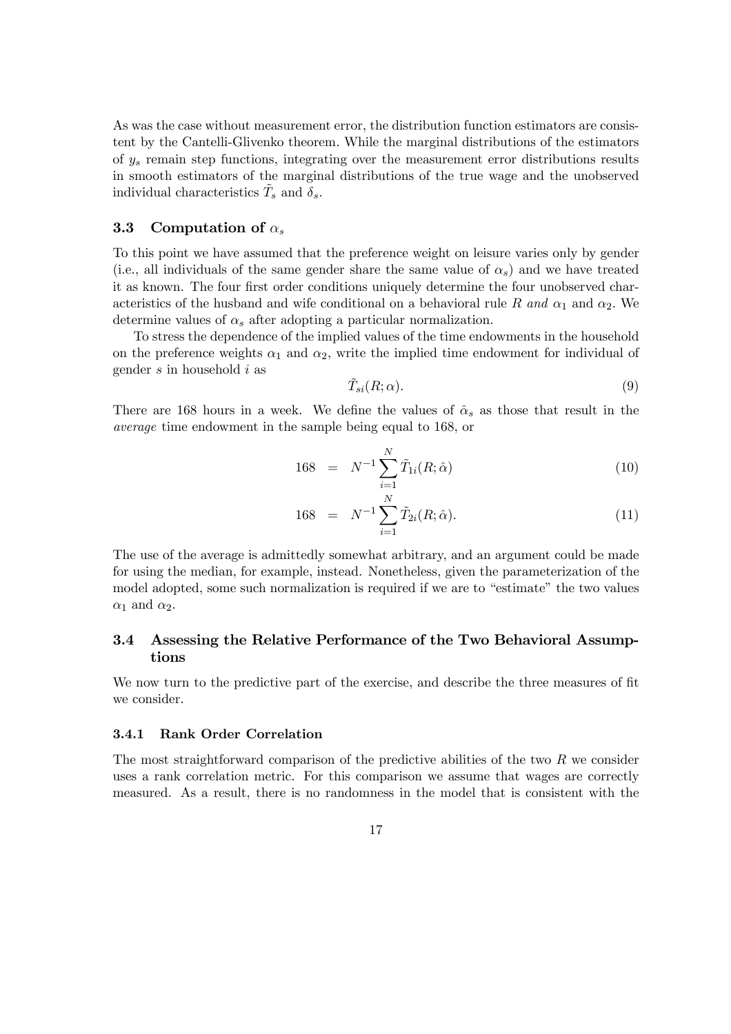As was the case without measurement error, the distribution function estimators are consistent by the Cantelli-Glivenko theorem. While the marginal distributions of the estimators of $y_s$ remain step functions, integrating over the measurement error distributions results in smooth estimators of the marginal distributions of the true wage and the unobserved individual characteristics $\tilde{T}_s$ and $\delta_s$.

### 3.3 Computation of $\alpha_s$

To this point we have assumed that the preference weight on leisure varies only by gender (i.e., all individuals of the same gender share the same value of $\alpha_s$) and we have treated it as known. The four first order conditions uniquely determine the four unobserved characteristics of the husband and wife conditional on a behavioral rule $R$ *and* $\alpha_1$ and $\alpha_2$. We determine values of $\alpha_s$ after adopting a particular normalization.

To stress the dependence of the implied values of the time endowments in the household on the preference weights $\alpha_1$ and $\alpha_2$, write the implied time endowment for individual of gender $s$ in household $i$ as

$$\tilde{T}_{si}(R; \alpha). \tag{9}$$

There are 168 hours in a week. We define the values of $\hat{\alpha}_s$ as those that result in the *average* time endowment in the sample being equal to 168, or

$$168 = N^{-1} \sum_{i=1}^{N} \tilde{T}_{1i}(R; \hat{\alpha}) \tag{10}$$

$$168 = N^{-1} \sum_{i=1}^{N} \tilde{T}_{2i}(R; \hat{\alpha}). \tag{11}$$

The use of the average is admittedly somewhat arbitrary, and an argument could be made for using the median, for example, instead. Nonetheless, given the parameterization of the model adopted, some such normalization is required if we are to "estimate" the two values $\alpha_1$ and $\alpha_2$.

### 3.4 Assessing the Relative Performance of the Two Behavioral Assumptions

We now turn to the predictive part of the exercise, and describe the three measures of fit we consider.

#### 3.4.1 Rank Order Correlation

The most straightforward comparison of the predictive abilities of the two $R$ we consider uses a rank correlation metric. For this comparison we assume that wages are correctly measured. As a result, there is no randomness in the model that is consistent with the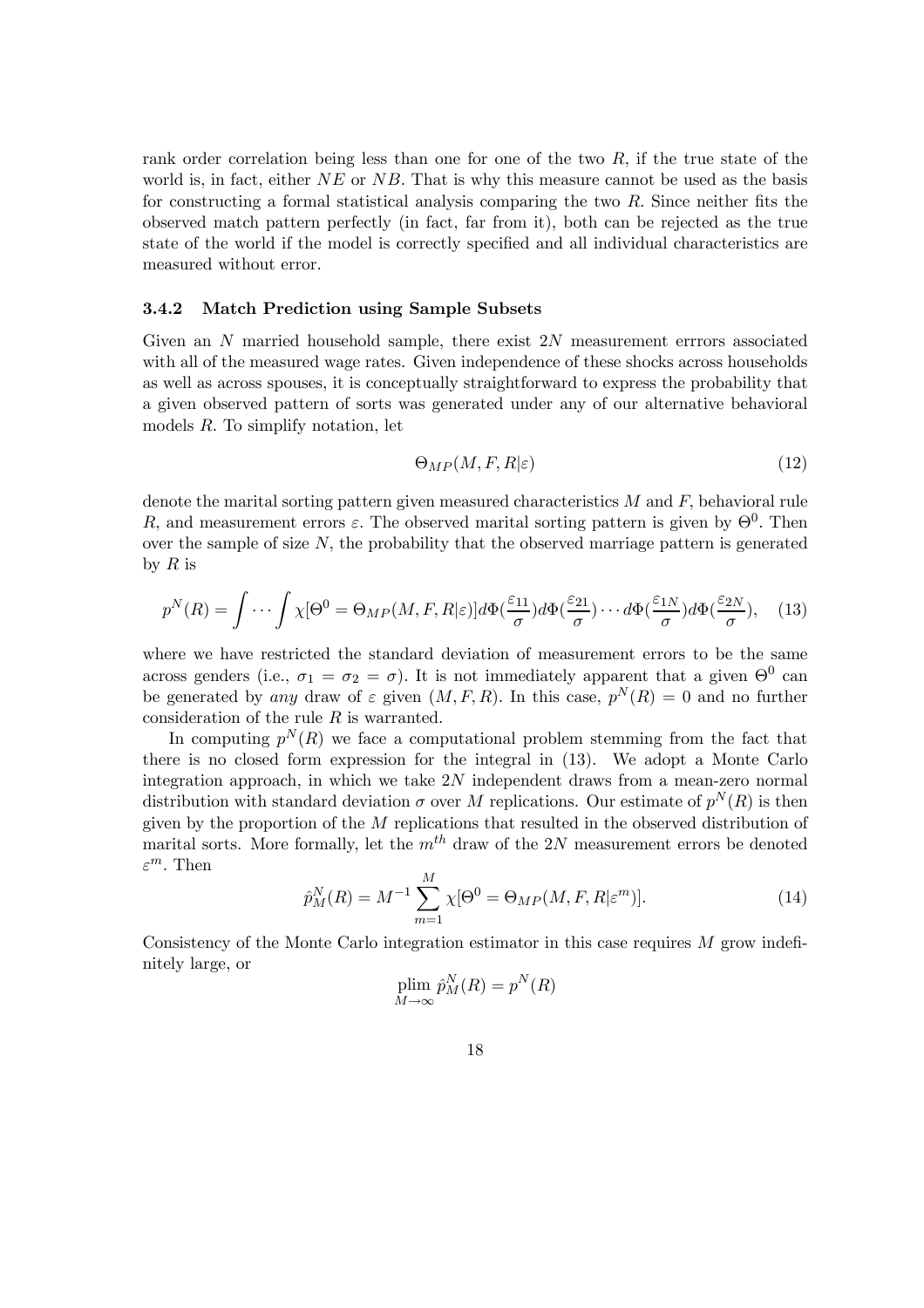rank order correlation being less than one for one of the two $R$, if the true state of the world is, in fact, either $NE$ or $NB$. That is why this measure cannot be used as the basis for constructing a formal statistical analysis comparing the two $R$. Since neither fits the observed match pattern perfectly (in fact, far from it), both can be rejected as the true state of the world if the model is correctly specified and all individual characteristics are measured without error.

### 3.4.2 Match Prediction using Sample Subsets

Given an $N$ married household sample, there exist $2N$ measurement errrors associated with all of the measured wage rates. Given independence of these shocks across households as well as across spouses, it is conceptually straightforward to express the probability that a given observed pattern of sorts was generated under any of our alternative behavioral models $R$. To simplify notation, let

$$\Theta_{MP}(M, F, R|\varepsilon) \tag{12}$$

denote the marital sorting pattern given measured characteristics $M$ and $F$, behavioral rule $R$, and measurement errors $\varepsilon$. The observed marital sorting pattern is given by $\Theta^0$. Then over the sample of size $N$, the probability that the observed marriage pattern is generated by $R$ is

$$p^N(R) = \int \cdots \int \chi[\Theta^0 = \Theta_{MP}(M, F, R|\varepsilon)] d\Phi(\frac{\varepsilon_{11}}{\sigma}) d\Phi(\frac{\varepsilon_{21}}{\sigma}) \cdots d\Phi(\frac{\varepsilon_{1N}}{\sigma}) d\Phi(\frac{\varepsilon_{2N}}{\sigma}), \tag{13}$$

where we have restricted the standard deviation of measurement errors to be the same across genders (i.e., $\sigma_1 = \sigma_2 = \sigma$). It is not immediately apparent that a given $\Theta^0$ can be generated by *any* draw of $\varepsilon$ given $(M, F, R)$. In this case, $p^N(R) = 0$ and no further consideration of the rule $R$ is warranted.

In computing $p^N(R)$ we face a computational problem stemming from the fact that there is no closed form expression for the integral in (13). We adopt a Monte Carlo integration approach, in which we take $2N$ independent draws from a mean-zero normal distribution with standard deviation $\sigma$ over $M$ replications. Our estimate of $p^N(R)$ is then given by the proportion of the $M$ replications that resulted in the observed distribution of marital sorts. More formally, let the $m^{th}$ draw of the $2N$ measurement errors be denoted $\varepsilon^m$. Then

$$\hat{p}_M^N(R) = M^{-1} \sum_{m=1}^{M} \chi[\Theta^0 = \Theta_{MP}(M, F, R|\varepsilon^m)]. \tag{14}$$

Consistency of the Monte Carlo integration estimator in this case requires $M$ grow indefinitely large, or

$$\operatorname*{plim}_{M \to \infty} \hat{p}_M^N(R) = p^N(R)$$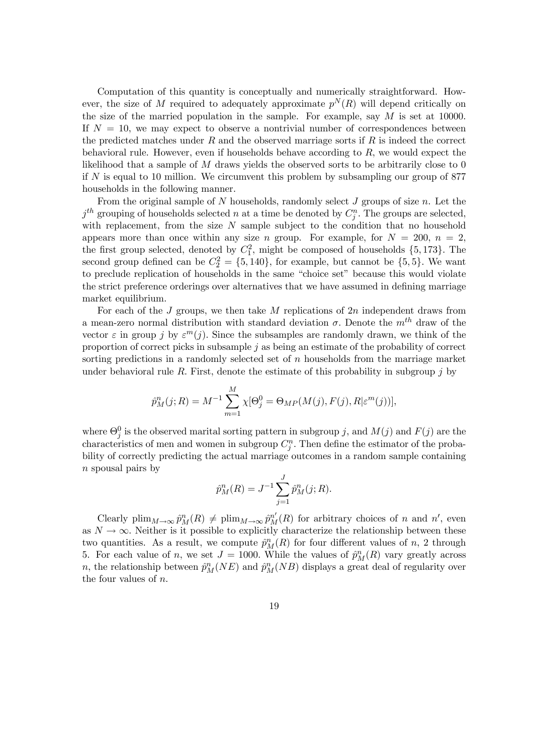Computation of this quantity is conceptually and numerically straightforward. However, the size of $M$ required to adequately approximate $p^N(R)$ will depend critically on the size of the married population in the sample. For example, say $M$ is set at 10000. If $N = 10$, we may expect to observe a nontrivial number of correspondences between the predicted matches under $R$ and the observed marriage sorts if $R$ is indeed the correct behavioral rule. However, even if households behave according to $R$, we would expect the likelihood that a sample of $M$ draws yields the observed sorts to be arbitrarily close to 0 if $N$ is equal to 10 million. We circumvent this problem by subsampling our group of 877 households in the following manner.

From the original sample of $N$ households, randomly select $J$ groups of size $n$. Let the $j^{th}$ grouping of households selected $n$ at a time be denoted by $C_j^n$. The groups are selected, with replacement, from the size $N$ sample subject to the condition that no household appears more than once within any size $n$ group. For example, for $N = 200$, $n = 2$, the first group selected, denoted by $C_1^2$, might be composed of households $\{5, 173\}$. The second group defined can be $C_2^2 = \{5, 140\}$, for example, but cannot be $\{5, 5\}$. We want to preclude replication of households in the same "choice set" because this would violate the strict preference orderings over alternatives that we have assumed in defining marriage market equilibrium.

For each of the $J$ groups, we then take $M$ replications of $2n$ independent draws from a mean-zero normal distribution with standard deviation $\sigma$. Denote the $m^{th}$ draw of the vector $\varepsilon$ in group $j$ by $\varepsilon^m(j)$. Since the subsamples are randomly drawn, we think of the proportion of correct picks in subsample $j$ as being an estimate of the probability of correct sorting predictions in a randomly selected set of $n$ households from the marriage market under behavioral rule $R$. First, denote the estimate of this probability in subgroup $j$ by

$$\hat{p}_M^n(j;R) = M^{-1} \sum_{m=1}^{M} \chi[\Theta_j^0 = \Theta_{MP}(M(j), F(j), R|\varepsilon^m(j))],$$

where $\Theta_j^0$ is the observed marital sorting pattern in subgroup $j$, and $M(j)$ and $F(j)$ are the characteristics of men and women in subgroup $C_j^n$. Then define the estimator of the probability of correctly predicting the actual marriage outcomes in a random sample containing $n$ spousal pairs by

$$\hat{p}_M^n(R) = J^{-1} \sum_{j=1}^{J} \hat{p}_M^n(j;R).$$

Clearly $\text{plim}_{M\to\infty} \hat{p}_M^n(R) \neq \text{plim}_{M\to\infty} \hat{p}_M^{n'}(R)$ for arbitrary choices of $n$ and $n'$, even as $N \to \infty$. Neither is it possible to explicitly characterize the relationship between these two quantities. As a result, we compute $\hat{p}_M^n(R)$ for four different values of $n$, 2 through 5. For each value of $n$, we set $J = 1000$. While the values of $\hat{p}_M^n(R)$ vary greatly across $n$, the relationship between $\hat{p}_M^n(NE)$ and $\hat{p}_M^n(NB)$ displays a great deal of regularity over the four values of $n$.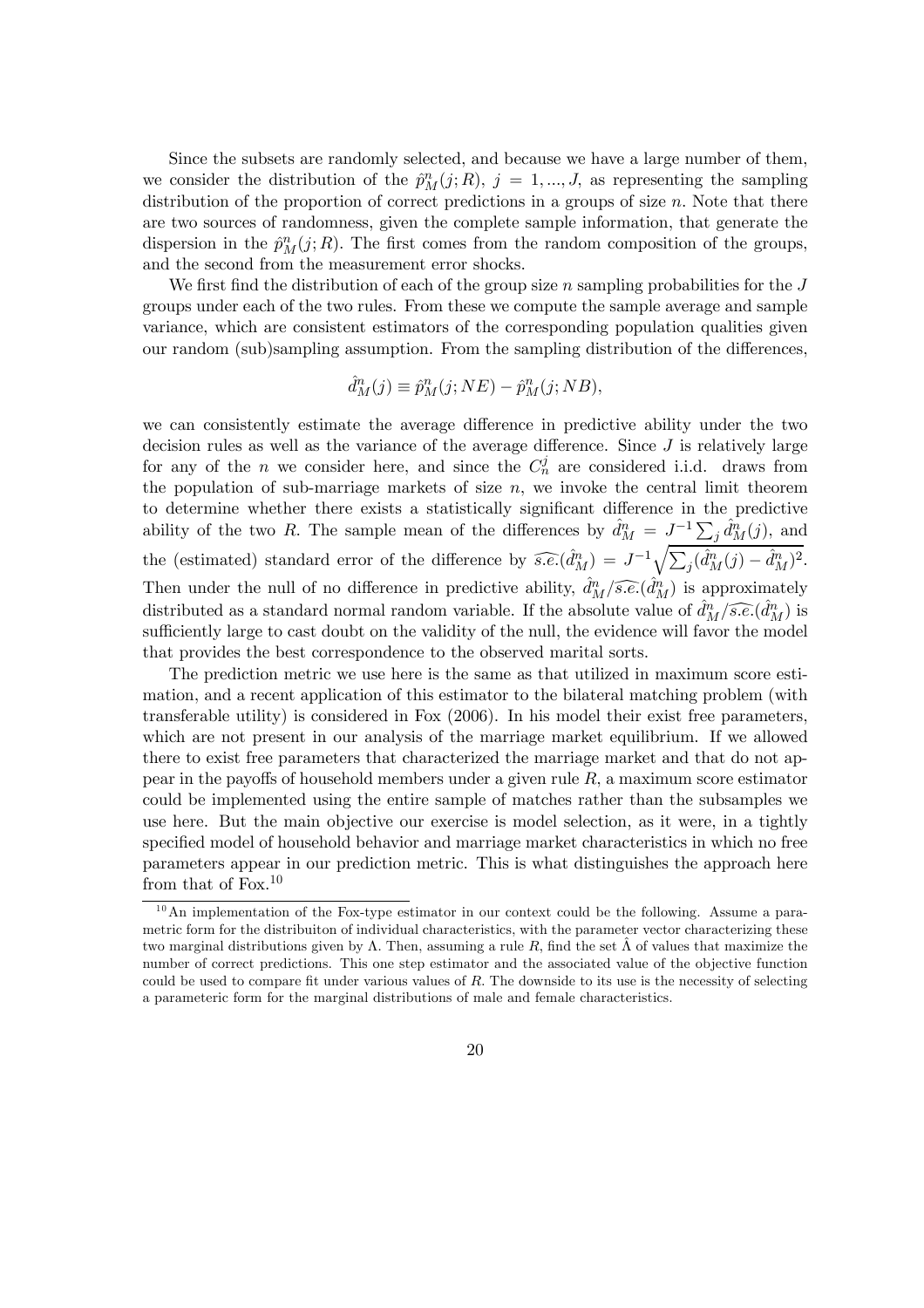Since the subsets are randomly selected, and because we have a large number of them, we consider the distribution of the $\hat{p}_M^n(j;R)$, $j = 1,...,J$, as representing the sampling distribution of the proportion of correct predictions in a groups of size $n$. Note that there are two sources of randomness, given the complete sample information, that generate the dispersion in the $\hat{p}_M^n(j;R)$. The first comes from the random composition of the groups, and the second from the measurement error shocks.

We first find the distribution of each of the group size $n$ sampling probabilities for the $J$ groups under each of the two rules. From these we compute the sample average and sample variance, which are consistent estimators of the corresponding population qualities given our random (sub)sampling assumption. From the sampling distribution of the differences,

$$\hat{d}_M^n(j) \equiv \hat{p}_M^n(j;NE) - \hat{p}_M^n(j;NB),$$

we can consistently estimate the average difference in predictive ability under the two decision rules as well as the variance of the average difference. Since $J$ is relatively large for any of the $n$ we consider here, and since the $C_n^j$ are considered i.i.d. draws from the population of sub-marriage markets of size $n$, we invoke the central limit theorem to determine whether there exists a statistically significant difference in the predictive ability of the two $R$. The sample mean of the differences by $\hat{d}_M^n = J^{-1}\sum_j \hat{d}_M^n(j)$, and the (estimated) standard error of the difference by $\widehat{s.e.}(\hat{d}_M^n) = J^{-1}\sqrt{\sum_j(\hat{d}_M^n(j) - \hat{d}_M^n)^2}$. Then under the null of no difference in predictive ability, $\hat{d}_M^n/\widehat{s.e.}(\hat{d}_M^n)$ is approximately distributed as a standard normal random variable. If the absolute value of $\hat{d}_M^n/\widehat{s.e.}(\hat{d}_M^n)$ is sufficiently large to cast doubt on the validity of the null, the evidence will favor the model that provides the best correspondence to the observed marital sorts.

The prediction metric we use here is the same as that utilized in maximum score estimation, and a recent application of this estimator to the bilateral matching problem (with transferable utility) is considered in Fox (2006). In his model their exist free parameters, which are not present in our analysis of the marriage market equilibrium. If we allowed there to exist free parameters that characterized the marriage market and that do not appear in the payoffs of household members under a given rule $R$, a maximum score estimator could be implemented using the entire sample of matches rather than the subsamples we use here. But the main objective our exercise is model selection, as it were, in a tightly specified model of household behavior and marriage market characteristics in which no free parameters appear in our prediction metric. This is what distinguishes the approach here from that of Fox.[10]

[10] An implementation of the Fox-type estimator in our context could be the following. Assume a parametric form for the distribuiton of individual characteristics, with the parameter vector characterizing these two marginal distributions given by $\Lambda$. Then, assuming a rule $R$, find the set $\hat{\Lambda}$ of values that maximize the number of correct predictions. This one step estimator and the associated value of the objective function could be used to compare fit under various values of $R$. The downside to its use is the necessity of selecting a parameteric form for the marginal distributions of male and female characteristics.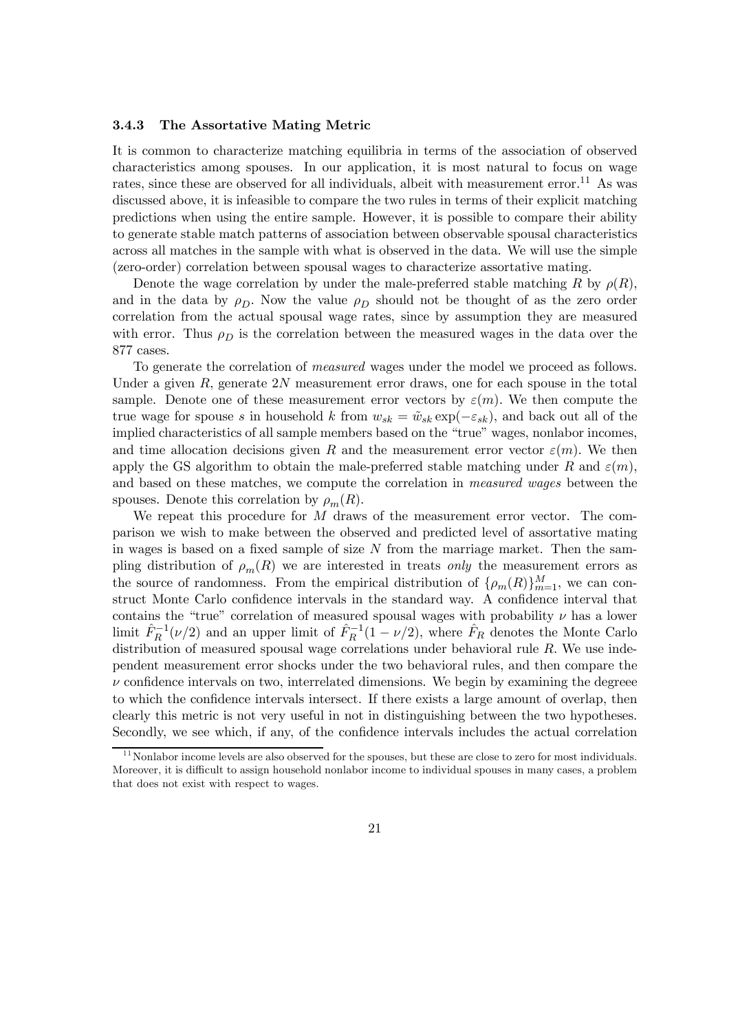### 3.4.3 The Assortative Mating Metric

It is common to characterize matching equilibria in terms of the association of observed characteristics among spouses. In our application, it is most natural to focus on wage rates, since these are observed for all individuals, albeit with measurement error.[11] As was discussed above, it is infeasible to compare the two rules in terms of their explicit matching predictions when using the entire sample. However, it is possible to compare their ability to generate stable match patterns of association between observable spousal characteristics across all matches in the sample with what is observed in the data. We will use the simple (zero-order) correlation between spousal wages to characterize assortative mating.

Denote the wage correlation by under the male-preferred stable matching $R$ by $\rho(R)$, and in the data by $\rho_D$. Now the value $\rho_D$ should not be thought of as the zero order correlation from the actual spousal wage rates, since by assumption they are measured with error. Thus $\rho_D$ is the correlation between the measured wages in the data over the 877 cases.

To generate the correlation of *measured* wages under the model we proceed as follows. Under a given $R$, generate $2N$ measurement error draws, one for each spouse in the total sample. Denote one of these measurement error vectors by $\varepsilon(m)$. We then compute the true wage for spouse $s$ in household $k$ from $w_{sk} = \tilde{w}_{sk} \exp(-\varepsilon_{sk})$, and back out all of the implied characteristics of all sample members based on the "true" wages, nonlabor incomes, and time allocation decisions given $R$ and the measurement error vector $\varepsilon(m)$. We then apply the GS algorithm to obtain the male-preferred stable matching under $R$ and $\varepsilon(m)$, and based on these matches, we compute the correlation in *measured wages* between the spouses. Denote this correlation by $\rho_m(R)$.

We repeat this procedure for $M$ draws of the measurement error vector. The comparison we wish to make between the observed and predicted level of assortative mating in wages is based on a fixed sample of size $N$ from the marriage market. Then the sampling distribution of $\rho_m(R)$ we are interested in treats *only* the measurement errors as the source of randomness. From the empirical distribution of $\{\rho_m(R)\}_{m=1}^{M}$, we can construct Monte Carlo confidence intervals in the standard way. A confidence interval that contains the "true" correlation of measured spousal wages with probability $\nu$ has a lower limit $\hat{F}_R^{-1}(\nu/2)$ and an upper limit of $\hat{F}_R^{-1}(1-\nu/2)$, where $\hat{F}_R$ denotes the Monte Carlo distribution of measured spousal wage correlations under behavioral rule $R$. We use independent measurement error shocks under the two behavioral rules, and then compare the $\nu$ confidence intervals on two, interrelated dimensions. We begin by examining the degreee to which the confidence intervals intersect. If there exists a large amount of overlap, then clearly this metric is not very useful in not in distinguishing between the two hypotheses. Secondly, we see which, if any, of the confidence intervals includes the actual correlation

[11] Nonlabor income levels are also observed for the spouses, but these are close to zero for most individuals. Moreover, it is difficult to assign household nonlabor income to individual spouses in many cases, a problem that does not exist with respect to wages.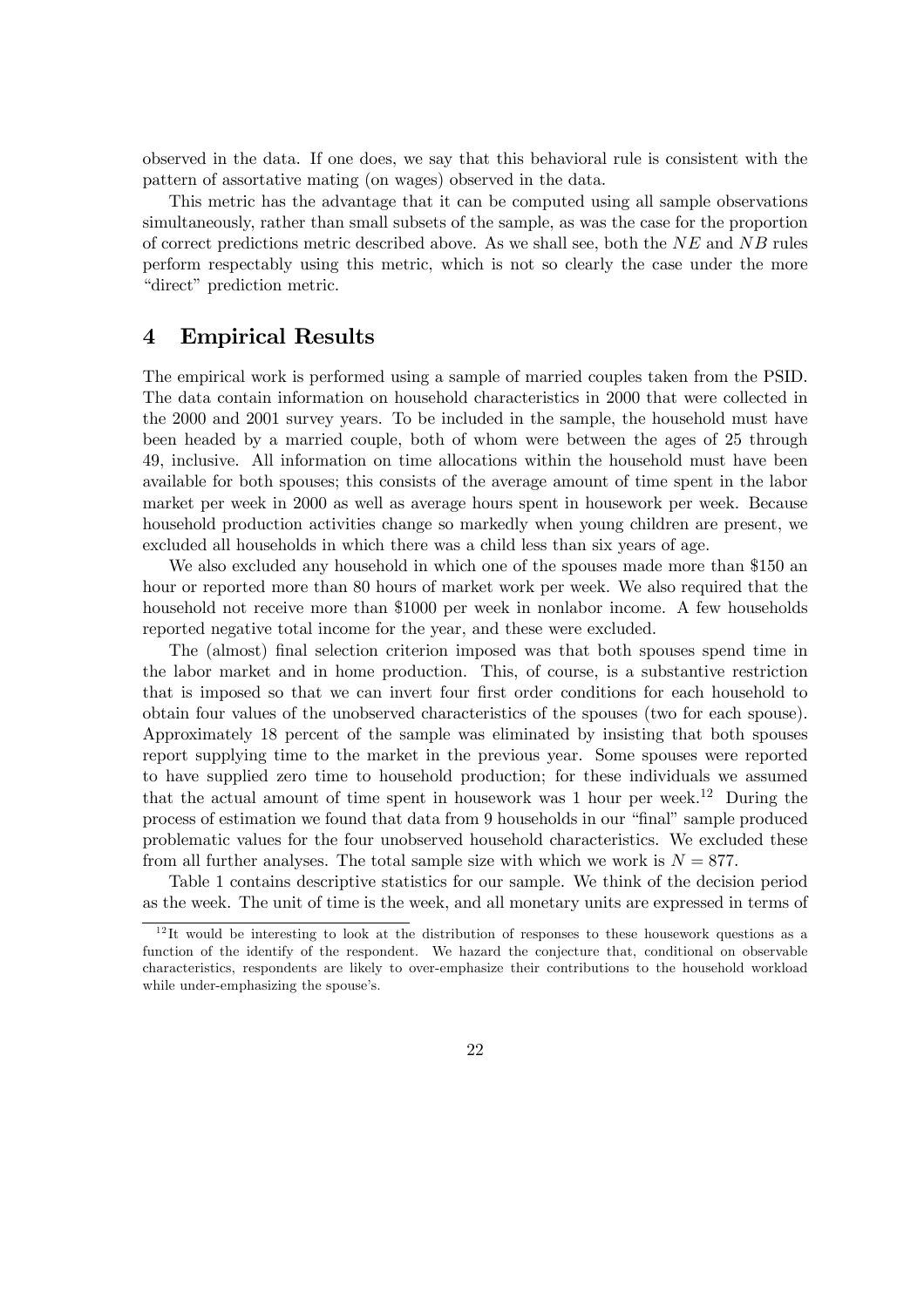observed in the data. If one does, we say that this behavioral rule is consistent with the pattern of assortative mating (on wages) observed in the data.

This metric has the advantage that it can be computed using all sample observations simultaneously, rather than small subsets of the sample, as was the case for the proportion of correct predictions metric described above. As we shall see, both the $NE$ and $NB$ rules perform respectably using this metric, which is not so clearly the case under the more "direct" prediction metric.

# 4 Empirical Results

The empirical work is performed using a sample of married couples taken from the PSID. The data contain information on household characteristics in 2000 that were collected in the 2000 and 2001 survey years. To be included in the sample, the household must have been headed by a married couple, both of whom were between the ages of 25 through 49, inclusive. All information on time allocations within the household must have been available for both spouses; this consists of the average amount of time spent in the labor market per week in 2000 as well as average hours spent in housework per week. Because household production activities change so markedly when young children are present, we excluded all households in which there was a child less than six years of age.

We also excluded any household in which one of the spouses made more than \$150 an hour or reported more than 80 hours of market work per week. We also required that the household not receive more than \$1000 per week in nonlabor income. A few households reported negative total income for the year, and these were excluded.

The (almost) final selection criterion imposed was that both spouses spend time in the labor market and in home production. This, of course, is a substantive restriction that is imposed so that we can invert four first order conditions for each household to obtain four values of the unobserved characteristics of the spouses (two for each spouse). Approximately 18 percent of the sample was eliminated by insisting that both spouses report supplying time to the market in the previous year. Some spouses were reported to have supplied zero time to household production; for these individuals we assumed that the actual amount of time spent in housework was 1 hour per week.[12] During the process of estimation we found that data from 9 households in our "final" sample produced problematic values for the four unobserved household characteristics. We excluded these from all further analyses. The total sample size with which we work is $N = 877$.

Table 1 contains descriptive statistics for our sample. We think of the decision period as the week. The unit of time is the week, and all monetary units are expressed in terms of

[12] It would be interesting to look at the distribution of responses to these housework questions as a function of the identify of the respondent. We hazard the conjecture that, conditional on observable characteristics, respondents are likely to over-emphasize their contributions to the household workload while under-emphasizing the spouse's.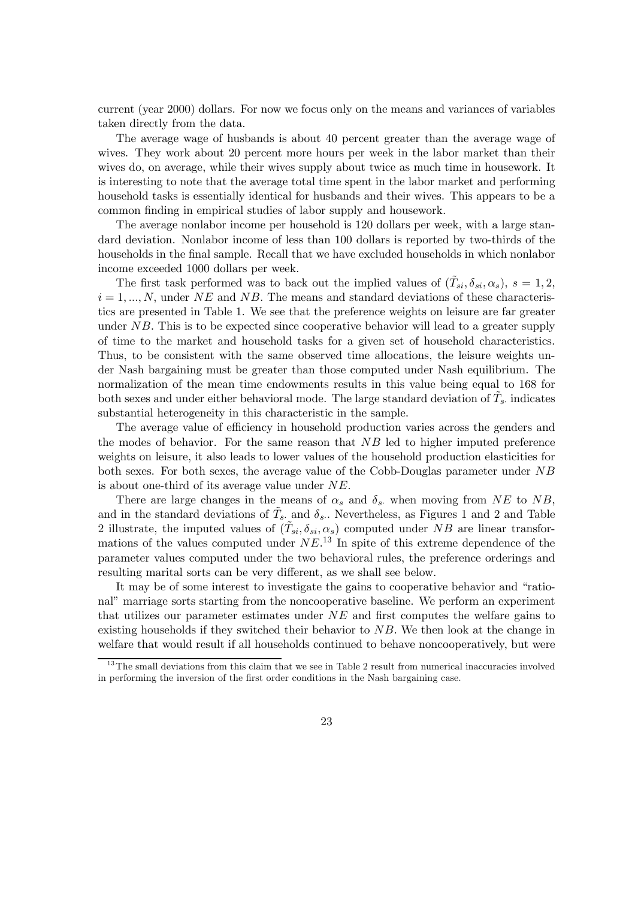current (year 2000) dollars. For now we focus only on the means and variances of variables taken directly from the data.

The average wage of husbands is about 40 percent greater than the average wage of wives. They work about 20 percent more hours per week in the labor market than their wives do, on average, while their wives supply about twice as much time in housework. It is interesting to note that the average total time spent in the labor market and performing household tasks is essentially identical for husbands and their wives. This appears to be a common finding in empirical studies of labor supply and housework.

The average nonlabor income per household is 120 dollars per week, with a large standard deviation. Nonlabor income of less than 100 dollars is reported by two-thirds of the households in the final sample. Recall that we have excluded households in which nonlabor income exceeded 1000 dollars per week.

The first task performed was to back out the implied values of $(\tilde{T}_{si}, \delta_{si}, \alpha_s)$, $s = 1, 2$, $i = 1, ..., N$, under $NE$ and $NB$. The means and standard deviations of these characteristics are presented in Table 1. We see that the preference weights on leisure are far greater under $NB$. This is to be expected since cooperative behavior will lead to a greater supply of time to the market and household tasks for a given set of household characteristics. Thus, to be consistent with the same observed time allocations, the leisure weights under Nash bargaining must be greater than those computed under Nash equilibrium. The normalization of the mean time endowments results in this value being equal to 168 for both sexes and under either behavioral mode. The large standard deviation of $\tilde{T}_{s\cdot}$ indicates substantial heterogeneity in this characteristic in the sample.

The average value of efficiency in household production varies across the genders and the modes of behavior. For the same reason that $NB$ led to higher imputed preference weights on leisure, it also leads to lower values of the household production elasticities for both sexes. For both sexes, the average value of the Cobb-Douglas parameter under $NB$ is about one-third of its average value under $NE$.

There are large changes in the means of $\alpha_s$ and $\delta_{s\cdot}$ when moving from $NE$ to $NB$, and in the standard deviations of $\tilde{T}_{s\cdot}$ and $\delta_{s\cdot}$. Nevertheless, as Figures 1 and 2 and Table 2 illustrate, the imputed values of $(\tilde{T}_{si}, \delta_{si}, \alpha_s)$ computed under $NB$ are linear transformations of the values computed under $NE$.[13] In spite of this extreme dependence of the parameter values computed under the two behavioral rules, the preference orderings and resulting marital sorts can be very different, as we shall see below.

It may be of some interest to investigate the gains to cooperative behavior and "rational" marriage sorts starting from the noncooperative baseline. We perform an experiment that utilizes our parameter estimates under $NE$ and first computes the welfare gains to existing households if they switched their behavior to $NB$. We then look at the change in welfare that would result if all households continued to behave noncooperatively, but were

[13] The small deviations from this claim that we see in Table 2 result from numerical inaccuracies involved in performing the inversion of the first order conditions in the Nash bargaining case.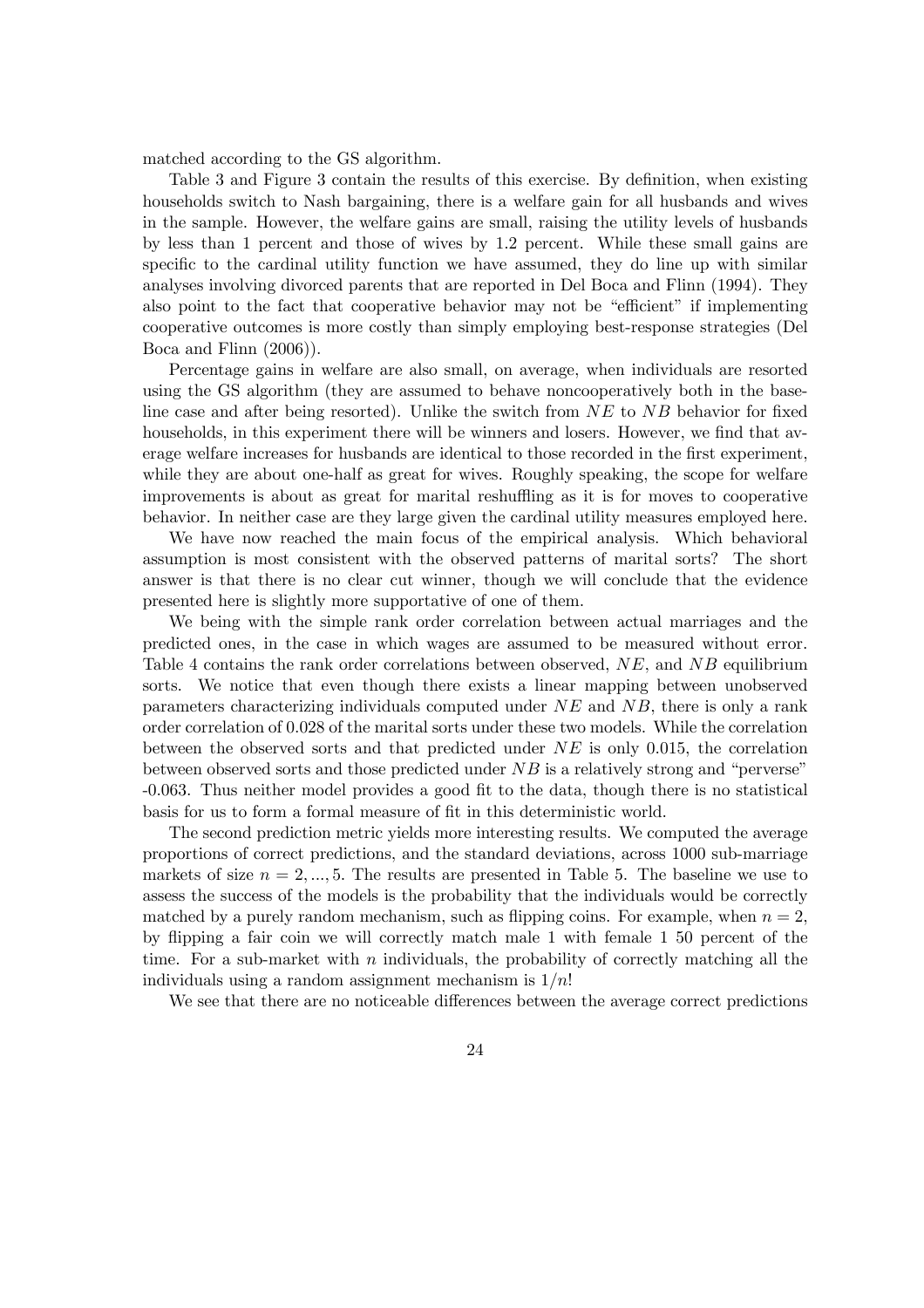matched according to the GS algorithm.

Table 3 and Figure 3 contain the results of this exercise. By definition, when existing households switch to Nash bargaining, there is a welfare gain for all husbands and wives in the sample. However, the welfare gains are small, raising the utility levels of husbands by less than 1 percent and those of wives by 1.2 percent. While these small gains are specific to the cardinal utility function we have assumed, they do line up with similar analyses involving divorced parents that are reported in Del Boca and Flinn (1994). They also point to the fact that cooperative behavior may not be "efficient" if implementing cooperative outcomes is more costly than simply employing best-response strategies (Del Boca and Flinn (2006)).

Percentage gains in welfare are also small, on average, when individuals are resorted using the GS algorithm (they are assumed to behave noncooperatively both in the baseline case and after being resorted). Unlike the switch from $NE$ to $NB$ behavior for fixed households, in this experiment there will be winners and losers. However, we find that average welfare increases for husbands are identical to those recorded in the first experiment, while they are about one-half as great for wives. Roughly speaking, the scope for welfare improvements is about as great for marital reshuffling as it is for moves to cooperative behavior. In neither case are they large given the cardinal utility measures employed here.

We have now reached the main focus of the empirical analysis. Which behavioral assumption is most consistent with the observed patterns of marital sorts? The short answer is that there is no clear cut winner, though we will conclude that the evidence presented here is slightly more supportative of one of them.

We being with the simple rank order correlation between actual marriages and the predicted ones, in the case in which wages are assumed to be measured without error. Table 4 contains the rank order correlations between observed, $NE$, and $NB$ equilibrium sorts. We notice that even though there exists a linear mapping between unobserved parameters characterizing individuals computed under $NE$ and $NB$, there is only a rank order correlation of 0.028 of the marital sorts under these two models. While the correlation between the observed sorts and that predicted under $NE$ is only 0.015, the correlation between observed sorts and those predicted under $NB$ is a relatively strong and "perverse" -0.063. Thus neither model provides a good fit to the data, though there is no statistical basis for us to form a formal measure of fit in this deterministic world.

The second prediction metric yields more interesting results. We computed the average proportions of correct predictions, and the standard deviations, across 1000 sub-marriage markets of size $n = 2, ..., 5$. The results are presented in Table 5. The baseline we use to assess the success of the models is the probability that the individuals would be correctly matched by a purely random mechanism, such as flipping coins. For example, when $n = 2$, by flipping a fair coin we will correctly match male 1 with female 1 50 percent of the time. For a sub-market with $n$ individuals, the probability of correctly matching all the individuals using a random assignment mechanism is $1/n!$

We see that there are no noticeable differences between the average correct predictions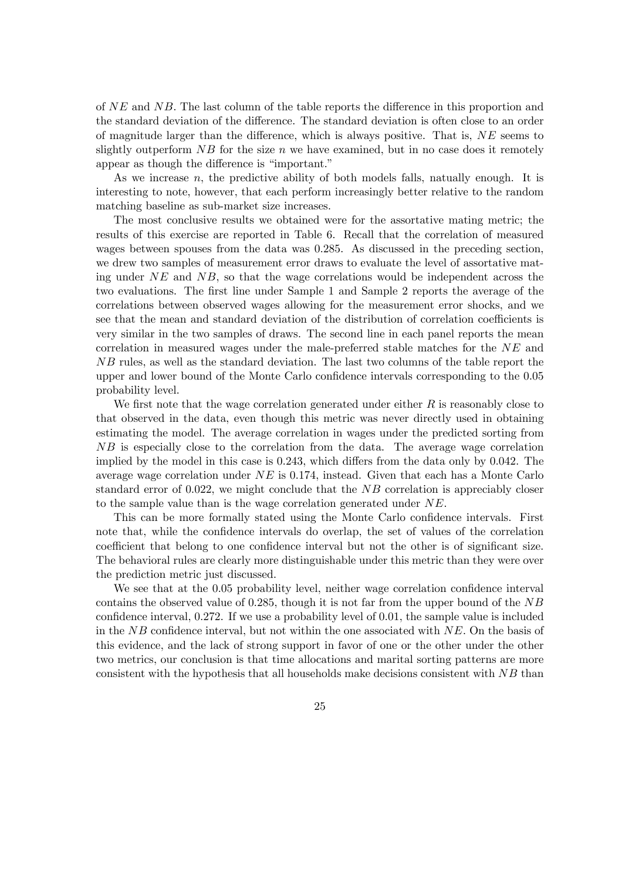of $NE$ and $NB$. The last column of the table reports the difference in this proportion and the standard deviation of the difference. The standard deviation is often close to an order of magnitude larger than the difference, which is always positive. That is, $NE$ seems to slightly outperform $NB$ for the size $n$ we have examined, but in no case does it remotely appear as though the difference is "important."

As we increase $n$, the predictive ability of both models falls, natually enough. It is interesting to note, however, that each perform increasingly better relative to the random matching baseline as sub-market size increases.

The most conclusive results we obtained were for the assortative mating metric; the results of this exercise are reported in Table 6. Recall that the correlation of measured wages between spouses from the data was 0.285. As discussed in the preceding section, we drew two samples of measurement error draws to evaluate the level of assortative mating under $NE$ and $NB$, so that the wage correlations would be independent across the two evaluations. The first line under Sample 1 and Sample 2 reports the average of the correlations between observed wages allowing for the measurement error shocks, and we see that the mean and standard deviation of the distribution of correlation coefficients is very similar in the two samples of draws. The second line in each panel reports the mean correlation in measured wages under the male-preferred stable matches for the $NE$ and $NB$ rules, as well as the standard deviation. The last two columns of the table report the upper and lower bound of the Monte Carlo confidence intervals corresponding to the 0.05 probability level.

We first note that the wage correlation generated under either $R$ is reasonably close to that observed in the data, even though this metric was never directly used in obtaining estimating the model. The average correlation in wages under the predicted sorting from $NB$ is especially close to the correlation from the data. The average wage correlation implied by the model in this case is 0.243, which differs from the data only by 0.042. The average wage correlation under $NE$ is 0.174, instead. Given that each has a Monte Carlo standard error of 0.022, we might conclude that the $NB$ correlation is appreciably closer to the sample value than is the wage correlation generated under $NE$.

This can be more formally stated using the Monte Carlo confidence intervals. First note that, while the confidence intervals do overlap, the set of values of the correlation coefficient that belong to one confidence interval but not the other is of significant size. The behavioral rules are clearly more distinguishable under this metric than they were over the prediction metric just discussed.

We see that at the 0.05 probability level, neither wage correlation confidence interval contains the observed value of 0.285, though it is not far from the upper bound of the $NB$ confidence interval, 0.272. If we use a probability level of 0.01, the sample value is included in the $NB$ confidence interval, but not within the one associated with $NE$. On the basis of this evidence, and the lack of strong support in favor of one or the other under the other two metrics, our conclusion is that time allocations and marital sorting patterns are more consistent with the hypothesis that all households make decisions consistent with $NB$ than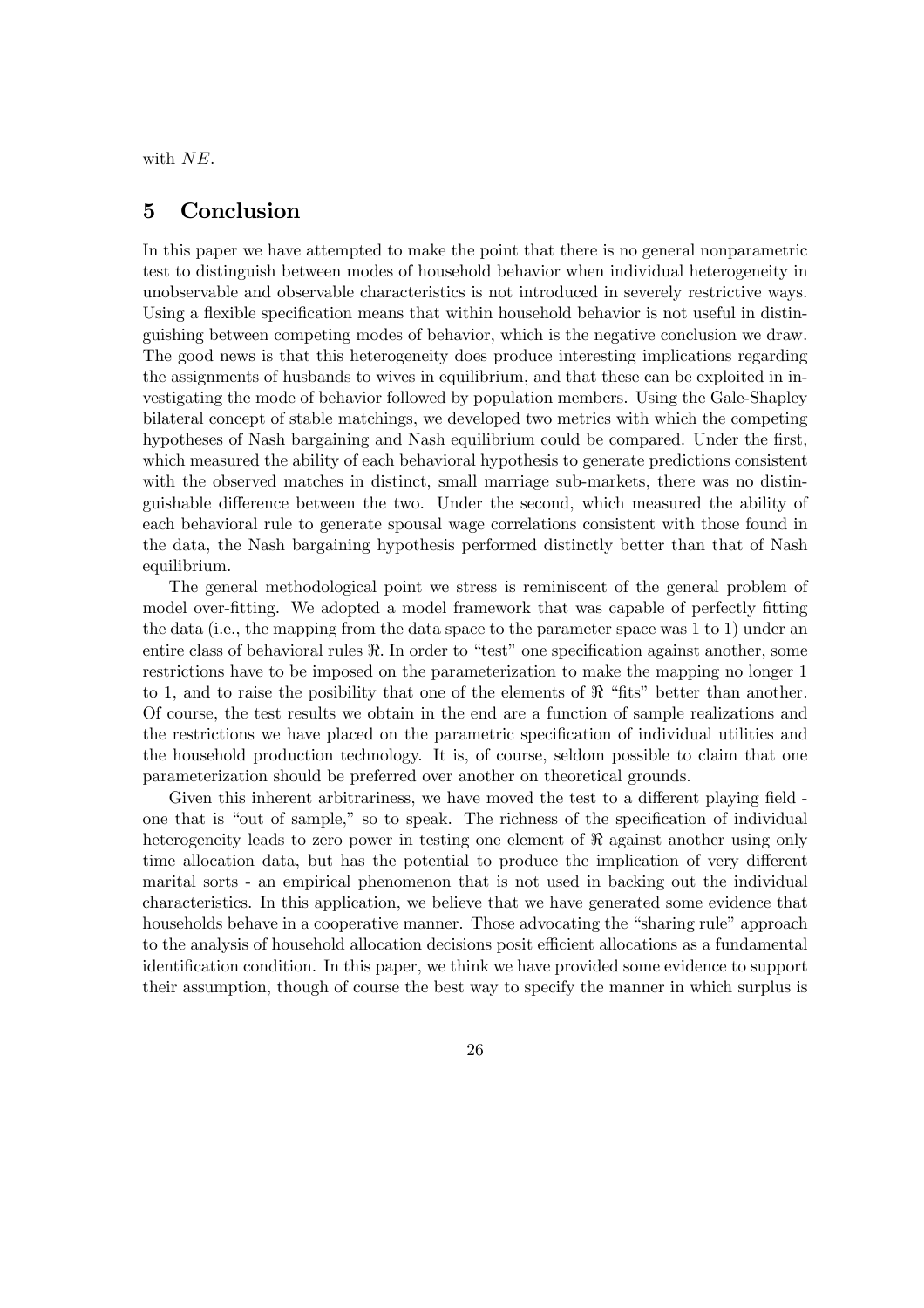with $NE$.

# 5 Conclusion

In this paper we have attempted to make the point that there is no general nonparametric test to distinguish between modes of household behavior when individual heterogeneity in unobservable and observable characteristics is not introduced in severely restrictive ways. Using a flexible specification means that within household behavior is not useful in distinguishing between competing modes of behavior, which is the negative conclusion we draw. The good news is that this heterogeneity does produce interesting implications regarding the assignments of husbands to wives in equilibrium, and that these can be exploited in investigating the mode of behavior followed by population members. Using the Gale-Shapley bilateral concept of stable matchings, we developed two metrics with which the competing hypotheses of Nash bargaining and Nash equilibrium could be compared. Under the first, which measured the ability of each behavioral hypothesis to generate predictions consistent with the observed matches in distinct, small marriage sub-markets, there was no distinguishable difference between the two. Under the second, which measured the ability of each behavioral rule to generate spousal wage correlations consistent with those found in the data, the Nash bargaining hypothesis performed distinctly better than that of Nash equilibrium.

The general methodological point we stress is reminiscent of the general problem of model over-fitting. We adopted a model framework that was capable of perfectly fitting the data (i.e., the mapping from the data space to the parameter space was 1 to 1) under an entire class of behavioral rules $\Re$. In order to "test" one specification against another, some restrictions have to be imposed on the parameterization to make the mapping no longer 1 to 1, and to raise the posibility that one of the elements of $\Re$ "fits" better than another. Of course, the test results we obtain in the end are a function of sample realizations and the restrictions we have placed on the parametric specification of individual utilities and the household production technology. It is, of course, seldom possible to claim that one parameterization should be preferred over another on theoretical grounds.

Given this inherent arbitrariness, we have moved the test to a different playing field - one that is "out of sample," so to speak. The richness of the specification of individual heterogeneity leads to zero power in testing one element of $\Re$ against another using only time allocation data, but has the potential to produce the implication of very different marital sorts - an empirical phenomenon that is not used in backing out the individual characteristics. In this application, we believe that we have generated some evidence that households behave in a cooperative manner. Those advocating the "sharing rule" approach to the analysis of household allocation decisions posit efficient allocations as a fundamental identification condition. In this paper, we think we have provided some evidence to support their assumption, though of course the best way to specify the manner in which surplus is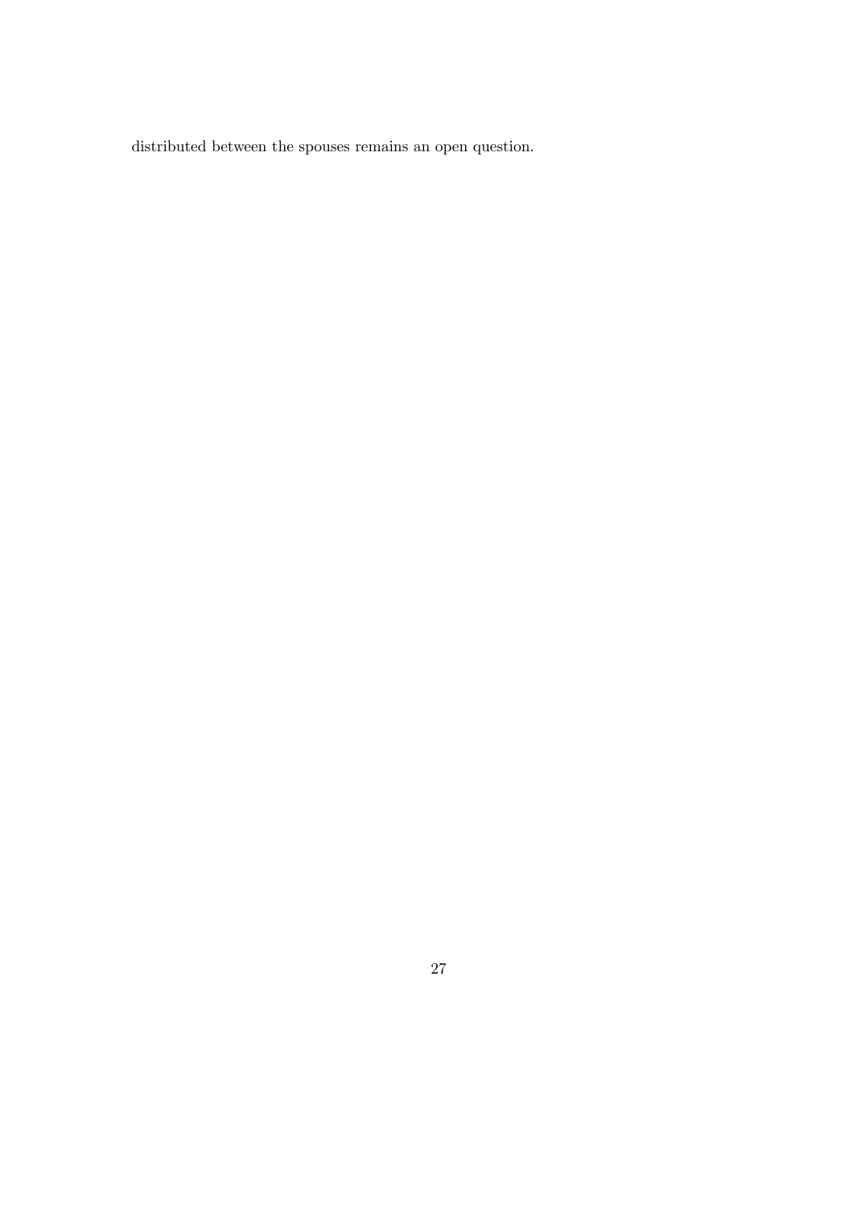distributed between the spouses remains an open question.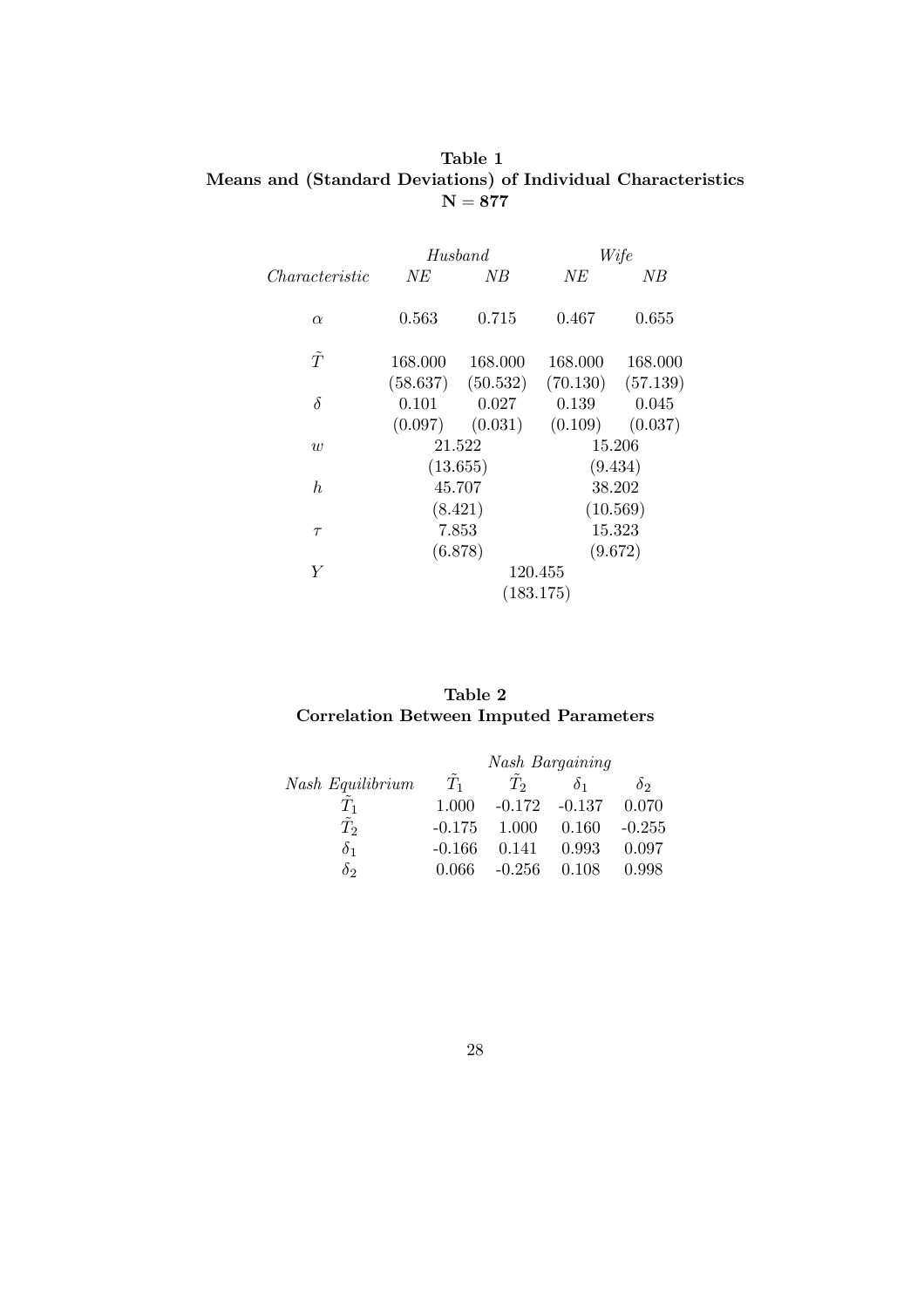**Table 1**
**Means and (Standard Deviations) of Individual Characteristics**
**N = 877**

| | *Husband* | | *Wife* | |
|---|---|---|---|---|
| *Characteristic* | *NE* | *NB* | *NE* | *NB* |
| $\alpha$ | 0.563 | 0.715 | 0.467 | 0.655 |
| $\tilde{T}$ | 168.000 | 168.000 | 168.000 | 168.000 |
| | (58.637) | (50.532) | (70.130) | (57.139) |
| $\delta$ | 0.101 | 0.027 | 0.139 | 0.045 |
| | (0.097) | (0.031) | (0.109) | (0.037) |
| $w$ | 21.522 | | 15.206 | |
| | (13.655) | | (9.434) | |
| $h$ | 45.707 | | 38.202 | |
| | (8.421) | | (10.569) | |
| $\tau$ | 7.853 | | 15.323 | |
| | (6.878) | | (9.672) | |
| $Y$ | 120.455 | | | |
| | (183.175) | | | |

**Table 2**
**Correlation Between Imputed Parameters**

| | *Nash Bargaining* | | | |
|---|---|---|---|---|
| *Nash Equilibrium* | $\tilde{T}_1$ | $\tilde{T}_2$ | $\delta_1$ | $\delta_2$ |
| $\tilde{T}_1$ | 1.000 | -0.172 | -0.137 | 0.070 |
| $\tilde{T}_2$ | -0.175 | 1.000 | 0.160 | -0.255 |
| $\delta_1$ | -0.166 | 0.141 | 0.993 | 0.097 |
| $\delta_2$ | 0.066 | -0.256 | 0.108 | 0.998 |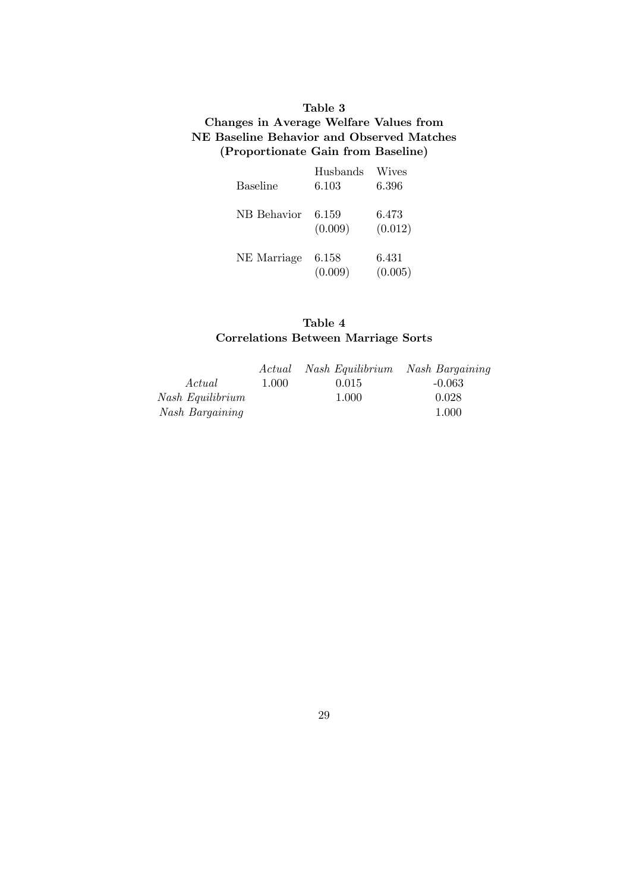**Table 3**
**Changes in Average Welfare Values from NE Baseline Behavior and Observed Matches (Proportionate Gain from Baseline)**

| | Husbands | Wives |
|---|---|---|
| Baseline | 6.103 | 6.396 |
| NB Behavior | 6.159 | 6.473 |
| | (0.009) | (0.012) |
| NE Marriage | 6.158 | 6.431 |
| | (0.009) | (0.005) |

**Table 4**
**Correlations Between Marriage Sorts**

| | *Actual* | *Nash Equilibrium* | *Nash Bargaining* |
|---|---|---|---|
| *Actual* | 1.000 | 0.015 | -0.063 |
| *Nash Equilibrium* | | 1.000 | 0.028 |
| *Nash Bargaining* | | | 1.000 |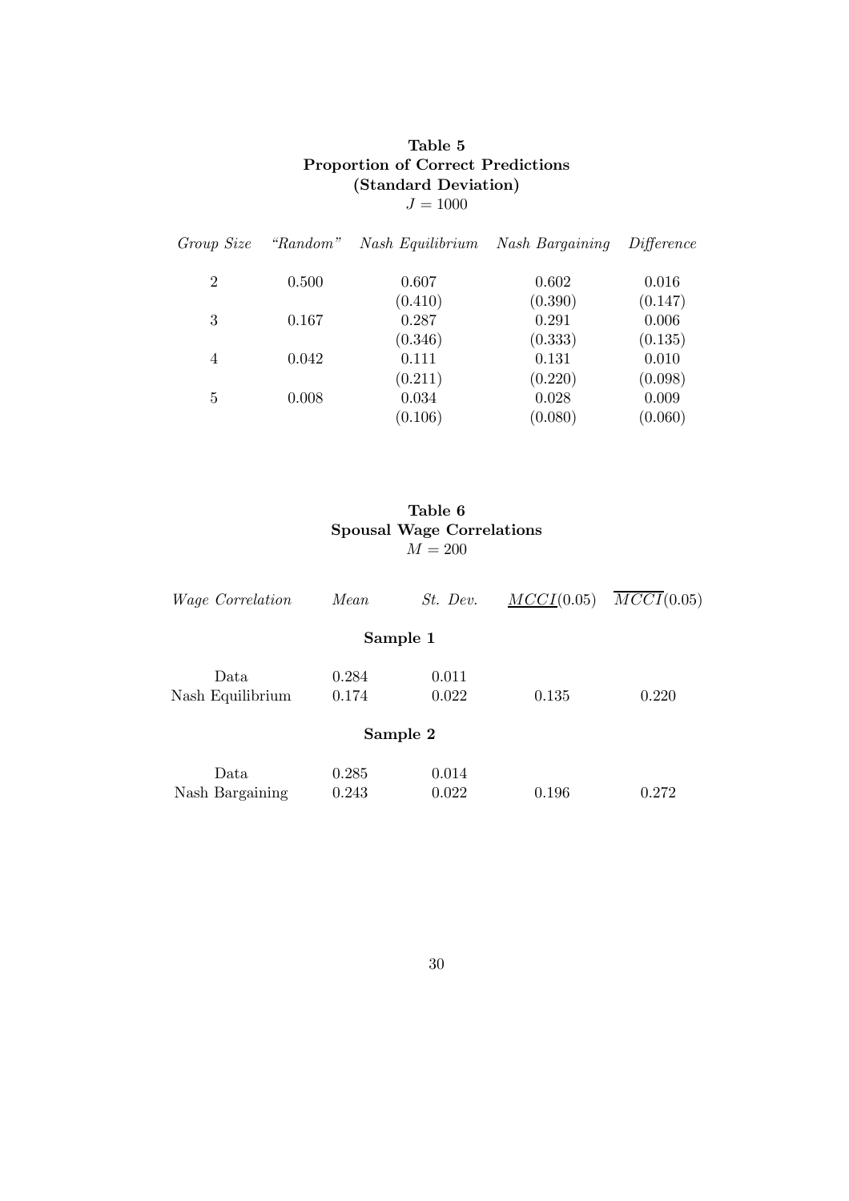**Table 5**
**Proportion of Correct Predictions**
**(Standard Deviation)**
$J = 1000$

| *Group Size* | *"Random"* | *Nash Equilibrium* | *Nash Bargaining* | *Difference* |
|---|---|---|---|---|
| 2 | 0.500 | 0.607 | 0.602 | 0.016 |
| | | (0.410) | (0.390) | (0.147) |
| 3 | 0.167 | 0.287 | 0.291 | 0.006 |
| | | (0.346) | (0.333) | (0.135) |
| 4 | 0.042 | 0.111 | 0.131 | 0.010 |
| | | (0.211) | (0.220) | (0.098) |
| 5 | 0.008 | 0.034 | 0.028 | 0.009 |
| | | (0.106) | (0.080) | (0.060) |

**Table 6**
**Spousal Wage Correlations**
$M = 200$

| *Wage Correlation* | *Mean* | *St. Dev.* | $\underline{MCCI}(0.05)$ | $\overline{MCCI}(0.05)$ |
|---|---|---|---|---|
| **Sample 1** | | | | |
| Data | 0.284 | 0.011 | | |
| Nash Equilibrium | 0.174 | 0.022 | 0.135 | 0.220 |
| **Sample 2** | | | | |
| Data | 0.285 | 0.014 | | |
| Nash Bargaining | 0.243 | 0.022 | 0.196 | 0.272 |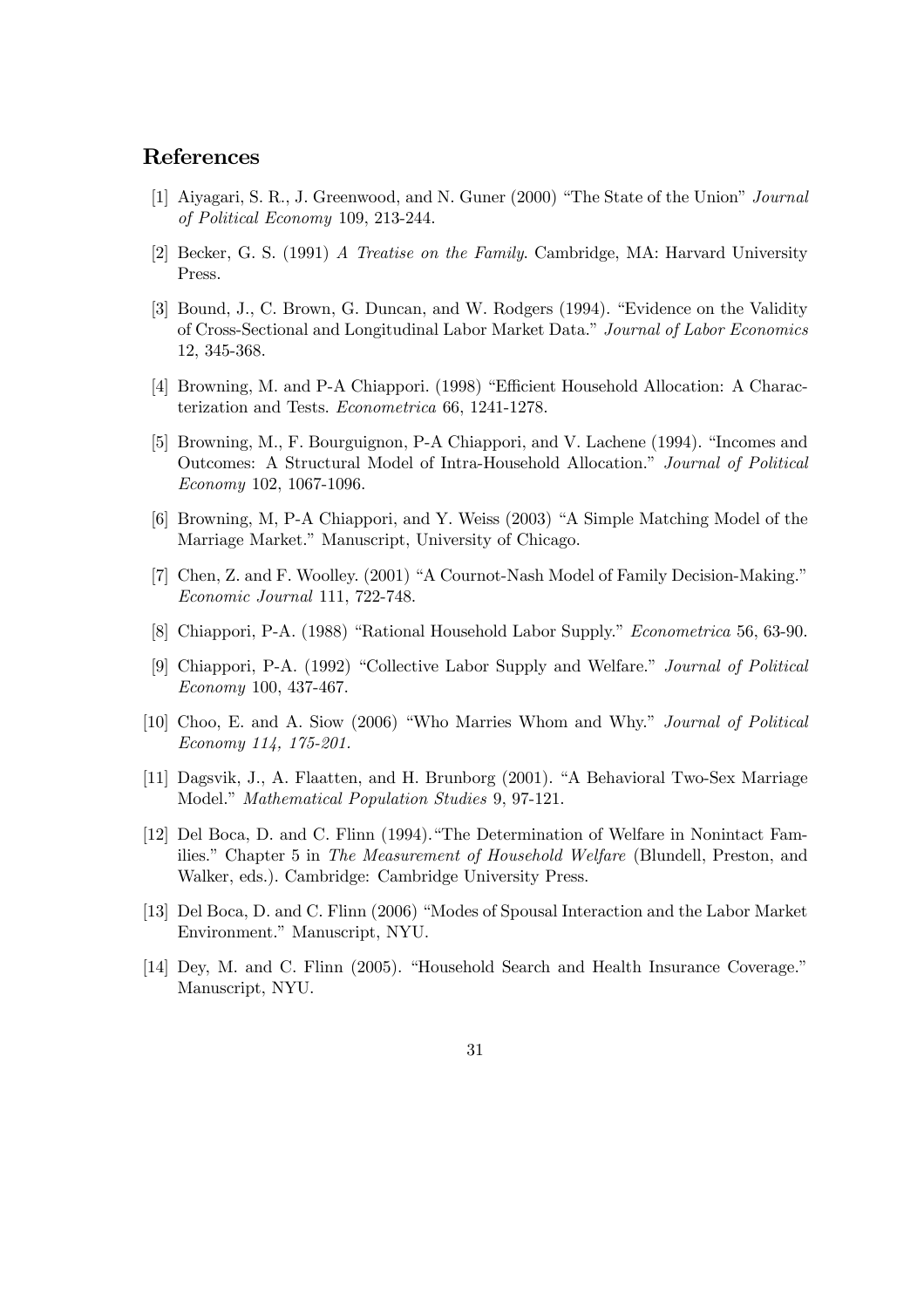## References

[1] Aiyagari, S. R., J. Greenwood, and N. Guner (2000) "The State of the Union" *Journal of Political Economy* 109, 213-244.

[2] Becker, G. S. (1991) *A Treatise on the Family*. Cambridge, MA: Harvard University Press.

[3] Bound, J., C. Brown, G. Duncan, and W. Rodgers (1994). "Evidence on the Validity of Cross-Sectional and Longitudinal Labor Market Data." *Journal of Labor Economics* 12, 345-368.

[4] Browning, M. and P-A Chiappori. (1998) "Efficient Household Allocation: A Characterization and Tests. *Econometrica* 66, 1241-1278.

[5] Browning, M., F. Bourguignon, P-A Chiappori, and V. Lachene (1994). "Incomes and Outcomes: A Structural Model of Intra-Household Allocation." *Journal of Political Economy* 102, 1067-1096.

[6] Browning, M, P-A Chiappori, and Y. Weiss (2003) "A Simple Matching Model of the Marriage Market." Manuscript, University of Chicago.

[7] Chen, Z. and F. Woolley. (2001) "A Cournot-Nash Model of Family Decision-Making." *Economic Journal* 111, 722-748.

[8] Chiappori, P-A. (1988) "Rational Household Labor Supply." *Econometrica* 56, 63-90.

[9] Chiappori, P-A. (1992) "Collective Labor Supply and Welfare." *Journal of Political Economy* 100, 437-467.

[10] Choo, E. and A. Siow (2006) "Who Marries Whom and Why." *Journal of Political Economy 114, 175-201.*

[11] Dagsvik, J., A. Flaatten, and H. Brunborg (2001). "A Behavioral Two-Sex Marriage Model." *Mathematical Population Studies* 9, 97-121.

[12] Del Boca, D. and C. Flinn (1994). "The Determination of Welfare in Nonintact Families." Chapter 5 in *The Measurement of Household Welfare* (Blundell, Preston, and Walker, eds.). Cambridge: Cambridge University Press.

[13] Del Boca, D. and C. Flinn (2006) "Modes of Spousal Interaction and the Labor Market Environment." Manuscript, NYU.

[14] Dey, M. and C. Flinn (2005). "Household Search and Health Insurance Coverage." Manuscript, NYU.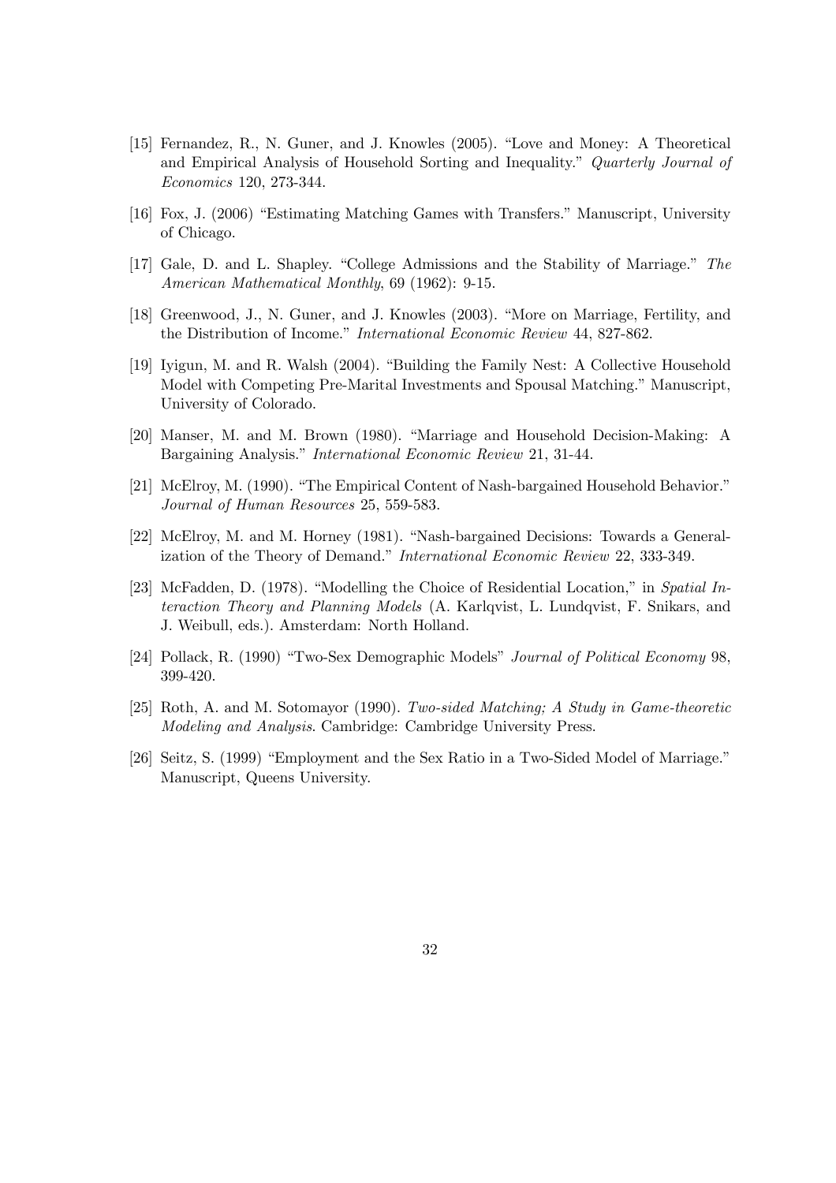[15] Fernandez, R., N. Guner, and J. Knowles (2005). "Love and Money: A Theoretical and Empirical Analysis of Household Sorting and Inequality." *Quarterly Journal of Economics* 120, 273-344.

[16] Fox, J. (2006) "Estimating Matching Games with Transfers." Manuscript, University of Chicago.

[17] Gale, D. and L. Shapley. "College Admissions and the Stability of Marriage." *The American Mathematical Monthly*, 69 (1962): 9-15.

[18] Greenwood, J., N. Guner, and J. Knowles (2003). "More on Marriage, Fertility, and the Distribution of Income." *International Economic Review* 44, 827-862.

[19] Iyigun, M. and R. Walsh (2004). "Building the Family Nest: A Collective Household Model with Competing Pre-Marital Investments and Spousal Matching." Manuscript, University of Colorado.

[20] Manser, M. and M. Brown (1980). "Marriage and Household Decision-Making: A Bargaining Analysis." *International Economic Review* 21, 31-44.

[21] McElroy, M. (1990). "The Empirical Content of Nash-bargained Household Behavior." *Journal of Human Resources* 25, 559-583.

[22] McElroy, M. and M. Horney (1981). "Nash-bargained Decisions: Towards a Generalization of the Theory of Demand." *International Economic Review* 22, 333-349.

[23] McFadden, D. (1978). "Modelling the Choice of Residential Location," in *Spatial Interaction Theory and Planning Models* (A. Karlqvist, L. Lundqvist, F. Snikars, and J. Weibull, eds.). Amsterdam: North Holland.

[24] Pollack, R. (1990) "Two-Sex Demographic Models" *Journal of Political Economy* 98, 399-420.

[25] Roth, A. and M. Sotomayor (1990). *Two-sided Matching; A Study in Game-theoretic Modeling and Analysis*. Cambridge: Cambridge University Press.

[26] Seitz, S. (1999) "Employment and the Sex Ratio in a Two-Sided Model of Marriage." Manuscript, Queens University.